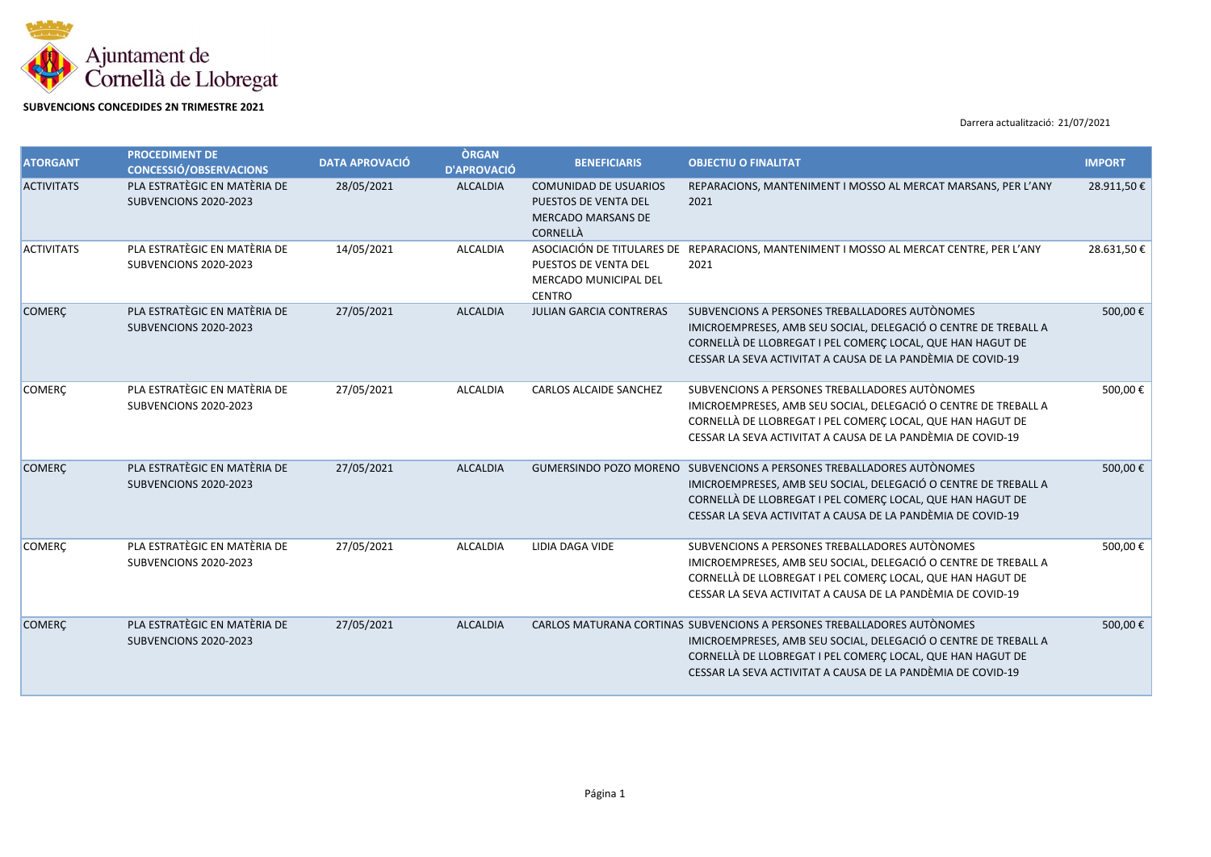Ajuntament de Cornellà de Llobregat

**SUBVENCIONS CONCEDIDES 2N TRIMESTRE 2021**

Darrera actualització: 21/07/2021

| ATORGANT | PROCEDIMENT DE CONCESSIÓ/OBSERVACIONS | DATA APROVACIÓ | ÒRGAN D'APROVACIÓ | BENEFICIARIS | OBJECTIU O FINALITAT | IMPORT |
|---|---|---|---|---|---|---|
| ACTIVITATS | PLA ESTRATÈGIC EN MATÈRIA DE SUBVENCIONS 2020-2023 | 28/05/2021 | ALCALDIA | COMUNIDAD DE USUARIOS PUESTOS DE VENTA DEL MERCADO MARSANS DE CORNELLÀ | REPARACIONS, MANTENIMENT I MOSSO AL MERCAT MARSANS, PER L'ANY 2021 | 28.911,50 € |
| ACTIVITATS | PLA ESTRATÈGIC EN MATÈRIA DE SUBVENCIONS 2020-2023 | 14/05/2021 | ALCALDIA | ASOCIACIÓN DE TITULARES DE PUESTOS DE VENTA DEL MERCADO MUNICIPAL DEL CENTRO | REPARACIONS, MANTENIMENT I MOSSO AL MERCAT CENTRE, PER L'ANY 2021 | 28.631,50 € |
| COMERÇ | PLA ESTRATÈGIC EN MATÈRIA DE SUBVENCIONS 2020-2023 | 27/05/2021 | ALCALDIA | JULIAN GARCIA CONTRERAS | SUBVENCIONS A PERSONES TREBALLADORES AUTÒNOMES IMICROEMPRESES, AMB SEU SOCIAL, DELEGACIÓ O CENTRE DE TREBALL A CORNELLÀ DE LLOBREGAT I PEL COMERÇ LOCAL, QUE HAN HAGUT DE CESSAR LA SEVA ACTIVITAT A CAUSA DE LA PANDÈMIA DE COVID-19 | 500,00 € |
| COMERÇ | PLA ESTRATÈGIC EN MATÈRIA DE SUBVENCIONS 2020-2023 | 27/05/2021 | ALCALDIA | CARLOS ALCAIDE SANCHEZ | SUBVENCIONS A PERSONES TREBALLADORES AUTÒNOMES IMICROEMPRESES, AMB SEU SOCIAL, DELEGACIÓ O CENTRE DE TREBALL A CORNELLÀ DE LLOBREGAT I PEL COMERÇ LOCAL, QUE HAN HAGUT DE CESSAR LA SEVA ACTIVITAT A CAUSA DE LA PANDÈMIA DE COVID-19 | 500,00 € |
| COMERÇ | PLA ESTRATÈGIC EN MATÈRIA DE SUBVENCIONS 2020-2023 | 27/05/2021 | ALCALDIA | GUMERSINDO POZO MORENO | SUBVENCIONS A PERSONES TREBALLADORES AUTÒNOMES IMICROEMPRESES, AMB SEU SOCIAL, DELEGACIÓ O CENTRE DE TREBALL A CORNELLÀ DE LLOBREGAT I PEL COMERÇ LOCAL, QUE HAN HAGUT DE CESSAR LA SEVA ACTIVITAT A CAUSA DE LA PANDÈMIA DE COVID-19 | 500,00 € |
| COMERÇ | PLA ESTRATÈGIC EN MATÈRIA DE SUBVENCIONS 2020-2023 | 27/05/2021 | ALCALDIA | LIDIA DAGA VIDE | SUBVENCIONS A PERSONES TREBALLADORES AUTÒNOMES IMICROEMPRESES, AMB SEU SOCIAL, DELEGACIÓ O CENTRE DE TREBALL A CORNELLÀ DE LLOBREGAT I PEL COMERÇ LOCAL, QUE HAN HAGUT DE CESSAR LA SEVA ACTIVITAT A CAUSA DE LA PANDÈMIA DE COVID-19 | 500,00 € |
| COMERÇ | PLA ESTRATÈGIC EN MATÈRIA DE SUBVENCIONS 2020-2023 | 27/05/2021 | ALCALDIA | CARLOS MATURANA CORTINAS | SUBVENCIONS A PERSONES TREBALLADORES AUTÒNOMES IMICROEMPRESES, AMB SEU SOCIAL, DELEGACIÓ O CENTRE DE TREBALL A CORNELLÀ DE LLOBREGAT I PEL COMERÇ LOCAL, QUE HAN HAGUT DE CESSAR LA SEVA ACTIVITAT A CAUSA DE LA PANDÈMIA DE COVID-19 | 500,00 € |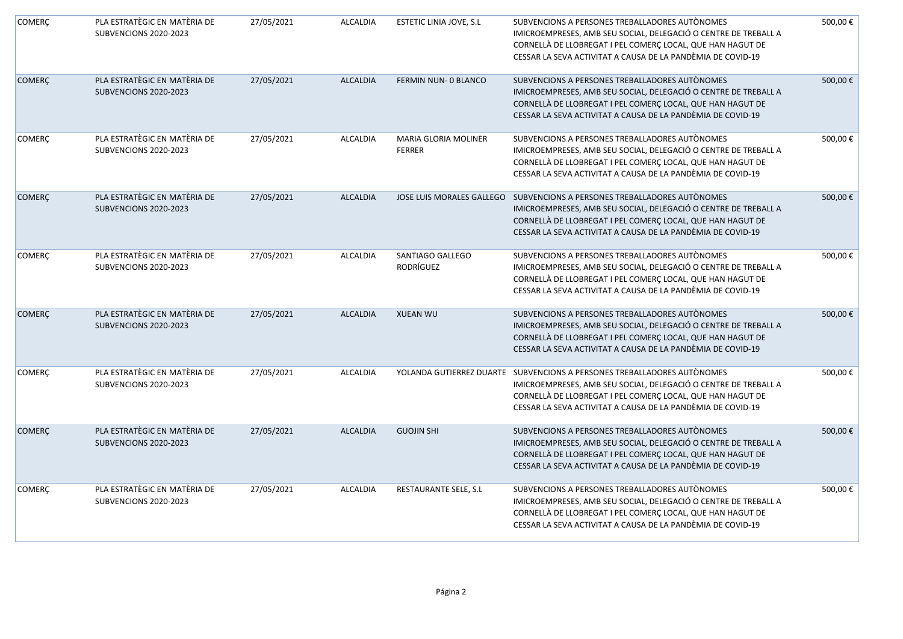| COMERÇ | PLA ESTRATÈGIC EN MATÈRIA DE SUBVENCIONS 2020-2023 | 27/05/2021 | ALCALDIA | ESTETIC LINIA JOVE, S.L | SUBVENCIONS A PERSONES TREBALLADORES AUTÒNOMES IMICROEMPRESES, AMB SEU SOCIAL, DELEGACIÓ O CENTRE DE TREBALL A CORNELLÀ DE LLOBREGAT I PEL COMERÇ LOCAL, QUE HAN HAGUT DE CESSAR LA SEVA ACTIVITAT A CAUSA DE LA PANDÈMIA DE COVID-19 | 500,00 € |
|---|---|---|---|---|---|---|
| COMERÇ | PLA ESTRATÈGIC EN MATÈRIA DE SUBVENCIONS 2020-2023 | 27/05/2021 | ALCALDIA | FERMIN NUN- 0 BLANCO | SUBVENCIONS A PERSONES TREBALLADORES AUTÒNOMES IMICROEMPRESES, AMB SEU SOCIAL, DELEGACIÓ O CENTRE DE TREBALL A CORNELLÀ DE LLOBREGAT I PEL COMERÇ LOCAL, QUE HAN HAGUT DE CESSAR LA SEVA ACTIVITAT A CAUSA DE LA PANDÈMIA DE COVID-19 | 500,00 € |
| COMERÇ | PLA ESTRATÈGIC EN MATÈRIA DE SUBVENCIONS 2020-2023 | 27/05/2021 | ALCALDIA | MARIA GLORIA MOLINER FERRER | SUBVENCIONS A PERSONES TREBALLADORES AUTÒNOMES IMICROEMPRESES, AMB SEU SOCIAL, DELEGACIÓ O CENTRE DE TREBALL A CORNELLÀ DE LLOBREGAT I PEL COMERÇ LOCAL, QUE HAN HAGUT DE CESSAR LA SEVA ACTIVITAT A CAUSA DE LA PANDÈMIA DE COVID-19 | 500,00 € |
| COMERÇ | PLA ESTRATÈGIC EN MATÈRIA DE SUBVENCIONS 2020-2023 | 27/05/2021 | ALCALDIA | JOSE LUIS MORALES GALLEGO | SUBVENCIONS A PERSONES TREBALLADORES AUTÒNOMES IMICROEMPRESES, AMB SEU SOCIAL, DELEGACIÓ O CENTRE DE TREBALL A CORNELLÀ DE LLOBREGAT I PEL COMERÇ LOCAL, QUE HAN HAGUT DE CESSAR LA SEVA ACTIVITAT A CAUSA DE LA PANDÈMIA DE COVID-19 | 500,00 € |
| COMERÇ | PLA ESTRATÈGIC EN MATÈRIA DE SUBVENCIONS 2020-2023 | 27/05/2021 | ALCALDIA | SANTIAGO GALLEGO RODRÍGUEZ | SUBVENCIONS A PERSONES TREBALLADORES AUTÒNOMES IMICROEMPRESES, AMB SEU SOCIAL, DELEGACIÓ O CENTRE DE TREBALL A CORNELLÀ DE LLOBREGAT I PEL COMERÇ LOCAL, QUE HAN HAGUT DE CESSAR LA SEVA ACTIVITAT A CAUSA DE LA PANDÈMIA DE COVID-19 | 500,00 € |
| COMERÇ | PLA ESTRATÈGIC EN MATÈRIA DE SUBVENCIONS 2020-2023 | 27/05/2021 | ALCALDIA | XUEAN WU | SUBVENCIONS A PERSONES TREBALLADORES AUTÒNOMES IMICROEMPRESES, AMB SEU SOCIAL, DELEGACIÓ O CENTRE DE TREBALL A CORNELLÀ DE LLOBREGAT I PEL COMERÇ LOCAL, QUE HAN HAGUT DE CESSAR LA SEVA ACTIVITAT A CAUSA DE LA PANDÈMIA DE COVID-19 | 500,00 € |
| COMERÇ | PLA ESTRATÈGIC EN MATÈRIA DE SUBVENCIONS 2020-2023 | 27/05/2021 | ALCALDIA | YOLANDA GUTIERREZ DUARTE | SUBVENCIONS A PERSONES TREBALLADORES AUTÒNOMES IMICROEMPRESES, AMB SEU SOCIAL, DELEGACIÓ O CENTRE DE TREBALL A CORNELLÀ DE LLOBREGAT I PEL COMERÇ LOCAL, QUE HAN HAGUT DE CESSAR LA SEVA ACTIVITAT A CAUSA DE LA PANDÈMIA DE COVID-19 | 500,00 € |
| COMERÇ | PLA ESTRATÈGIC EN MATÈRIA DE SUBVENCIONS 2020-2023 | 27/05/2021 | ALCALDIA | GUOJIN SHI | SUBVENCIONS A PERSONES TREBALLADORES AUTÒNOMES IMICROEMPRESES, AMB SEU SOCIAL, DELEGACIÓ O CENTRE DE TREBALL A CORNELLÀ DE LLOBREGAT I PEL COMERÇ LOCAL, QUE HAN HAGUT DE CESSAR LA SEVA ACTIVITAT A CAUSA DE LA PANDÈMIA DE COVID-19 | 500,00 € |
| COMERÇ | PLA ESTRATÈGIC EN MATÈRIA DE SUBVENCIONS 2020-2023 | 27/05/2021 | ALCALDIA | RESTAURANTE SELE, S.L | SUBVENCIONS A PERSONES TREBALLADORES AUTÒNOMES IMICROEMPRESES, AMB SEU SOCIAL, DELEGACIÓ O CENTRE DE TREBALL A CORNELLÀ DE LLOBREGAT I PEL COMERÇ LOCAL, QUE HAN HAGUT DE CESSAR LA SEVA ACTIVITAT A CAUSA DE LA PANDÈMIA DE COVID-19 | 500,00 € |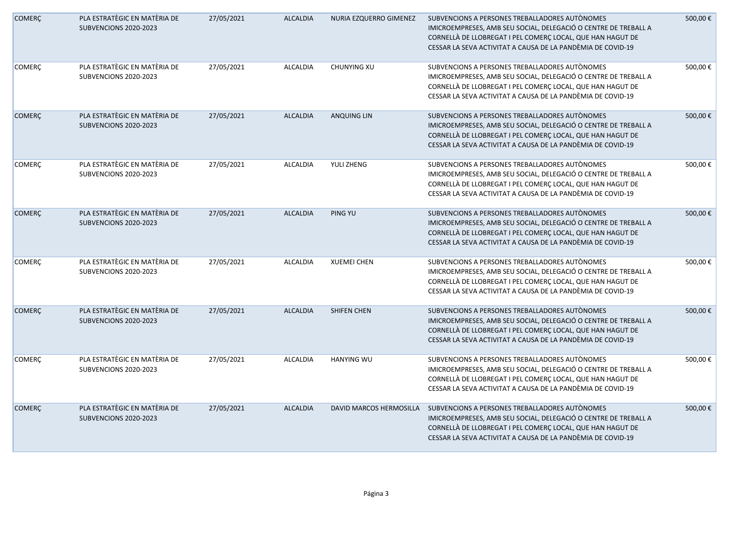| COMERÇ | PLA ESTRATÈGIC EN MATÈRIA DE SUBVENCIONS 2020-2023 | 27/05/2021 | ALCALDIA | NURIA EZQUERRO GIMENEZ | SUBVENCIONS A PERSONES TREBALLADORES AUTÒNOMES IMICROEMPRESES, AMB SEU SOCIAL, DELEGACIÓ O CENTRE DE TREBALL A CORNELLÀ DE LLOBREGAT I PEL COMERÇ LOCAL, QUE HAN HAGUT DE CESSAR LA SEVA ACTIVITAT A CAUSA DE LA PANDÈMIA DE COVID-19 | 500,00 € |
|---|---|---|---|---|---|---|
| COMERÇ | PLA ESTRATÈGIC EN MATÈRIA DE SUBVENCIONS 2020-2023 | 27/05/2021 | ALCALDIA | CHUNYING XU | SUBVENCIONS A PERSONES TREBALLADORES AUTÒNOMES IMICROEMPRESES, AMB SEU SOCIAL, DELEGACIÓ O CENTRE DE TREBALL A CORNELLÀ DE LLOBREGAT I PEL COMERÇ LOCAL, QUE HAN HAGUT DE CESSAR LA SEVA ACTIVITAT A CAUSA DE LA PANDÈMIA DE COVID-19 | 500,00 € |
| COMERÇ | PLA ESTRATÈGIC EN MATÈRIA DE SUBVENCIONS 2020-2023 | 27/05/2021 | ALCALDIA | ANQUING LIN | SUBVENCIONS A PERSONES TREBALLADORES AUTÒNOMES IMICROEMPRESES, AMB SEU SOCIAL, DELEGACIÓ O CENTRE DE TREBALL A CORNELLÀ DE LLOBREGAT I PEL COMERÇ LOCAL, QUE HAN HAGUT DE CESSAR LA SEVA ACTIVITAT A CAUSA DE LA PANDÈMIA DE COVID-19 | 500,00 € |
| COMERÇ | PLA ESTRATÈGIC EN MATÈRIA DE SUBVENCIONS 2020-2023 | 27/05/2021 | ALCALDIA | YULI ZHENG | SUBVENCIONS A PERSONES TREBALLADORES AUTÒNOMES IMICROEMPRESES, AMB SEU SOCIAL, DELEGACIÓ O CENTRE DE TREBALL A CORNELLÀ DE LLOBREGAT I PEL COMERÇ LOCAL, QUE HAN HAGUT DE CESSAR LA SEVA ACTIVITAT A CAUSA DE LA PANDÈMIA DE COVID-19 | 500,00 € |
| COMERÇ | PLA ESTRATÈGIC EN MATÈRIA DE SUBVENCIONS 2020-2023 | 27/05/2021 | ALCALDIA | PING YU | SUBVENCIONS A PERSONES TREBALLADORES AUTÒNOMES IMICROEMPRESES, AMB SEU SOCIAL, DELEGACIÓ O CENTRE DE TREBALL A CORNELLÀ DE LLOBREGAT I PEL COMERÇ LOCAL, QUE HAN HAGUT DE CESSAR LA SEVA ACTIVITAT A CAUSA DE LA PANDÈMIA DE COVID-19 | 500,00 € |
| COMERÇ | PLA ESTRATÈGIC EN MATÈRIA DE SUBVENCIONS 2020-2023 | 27/05/2021 | ALCALDIA | XUEMEI CHEN | SUBVENCIONS A PERSONES TREBALLADORES AUTÒNOMES IMICROEMPRESES, AMB SEU SOCIAL, DELEGACIÓ O CENTRE DE TREBALL A CORNELLÀ DE LLOBREGAT I PEL COMERÇ LOCAL, QUE HAN HAGUT DE CESSAR LA SEVA ACTIVITAT A CAUSA DE LA PANDÈMIA DE COVID-19 | 500,00 € |
| COMERÇ | PLA ESTRATÈGIC EN MATÈRIA DE SUBVENCIONS 2020-2023 | 27/05/2021 | ALCALDIA | SHIFEN CHEN | SUBVENCIONS A PERSONES TREBALLADORES AUTÒNOMES IMICROEMPRESES, AMB SEU SOCIAL, DELEGACIÓ O CENTRE DE TREBALL A CORNELLÀ DE LLOBREGAT I PEL COMERÇ LOCAL, QUE HAN HAGUT DE CESSAR LA SEVA ACTIVITAT A CAUSA DE LA PANDÈMIA DE COVID-19 | 500,00 € |
| COMERÇ | PLA ESTRATÈGIC EN MATÈRIA DE SUBVENCIONS 2020-2023 | 27/05/2021 | ALCALDIA | HANYING WU | SUBVENCIONS A PERSONES TREBALLADORES AUTÒNOMES IMICROEMPRESES, AMB SEU SOCIAL, DELEGACIÓ O CENTRE DE TREBALL A CORNELLÀ DE LLOBREGAT I PEL COMERÇ LOCAL, QUE HAN HAGUT DE CESSAR LA SEVA ACTIVITAT A CAUSA DE LA PANDÈMIA DE COVID-19 | 500,00 € |
| COMERÇ | PLA ESTRATÈGIC EN MATÈRIA DE SUBVENCIONS 2020-2023 | 27/05/2021 | ALCALDIA | DAVID MARCOS HERMOSILLA | SUBVENCIONS A PERSONES TREBALLADORES AUTÒNOMES IMICROEMPRESES, AMB SEU SOCIAL, DELEGACIÓ O CENTRE DE TREBALL A CORNELLÀ DE LLOBREGAT I PEL COMERÇ LOCAL, QUE HAN HAGUT DE CESSAR LA SEVA ACTIVITAT A CAUSA DE LA PANDÈMIA DE COVID-19 | 500,00 € |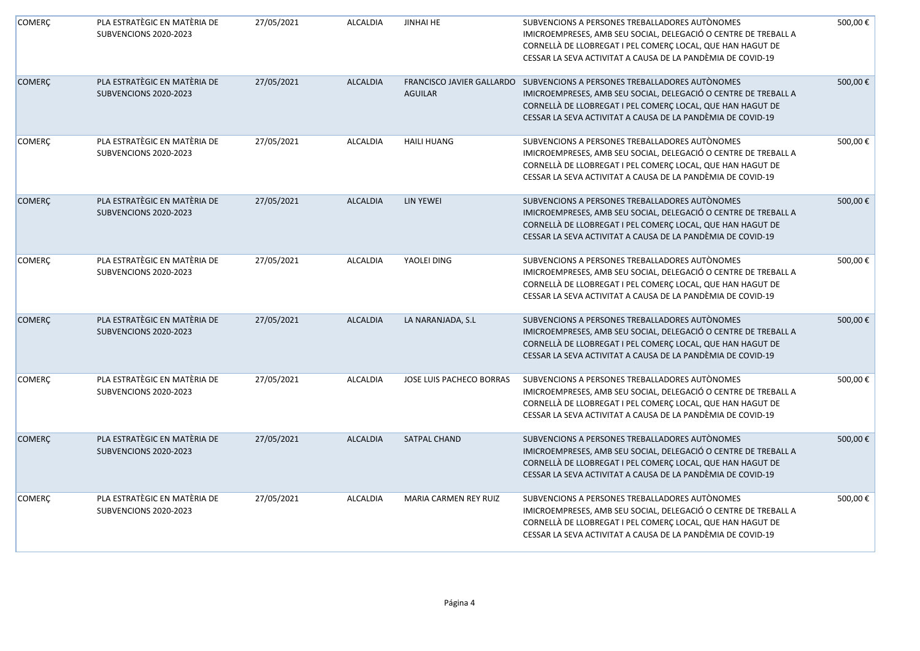| | | | | | | |
|---|---|---|---|---|---|---|
| COMERÇ | PLA ESTRATÈGIC EN MATÈRIA DE SUBVENCIONS 2020-2023 | 27/05/2021 | ALCALDIA | JINHAI HE | SUBVENCIONS A PERSONES TREBALLADORES AUTÒNOMES IMICROEMPRESES, AMB SEU SOCIAL, DELEGACIÓ O CENTRE DE TREBALL A CORNELLÀ DE LLOBREGAT I PEL COMERÇ LOCAL, QUE HAN HAGUT DE CESSAR LA SEVA ACTIVITAT A CAUSA DE LA PANDÈMIA DE COVID-19 | 500,00 € |
| COMERÇ | PLA ESTRATÈGIC EN MATÈRIA DE SUBVENCIONS 2020-2023 | 27/05/2021 | ALCALDIA | FRANCISCO JAVIER GALLARDO AGUILAR | SUBVENCIONS A PERSONES TREBALLADORES AUTÒNOMES IMICROEMPRESES, AMB SEU SOCIAL, DELEGACIÓ O CENTRE DE TREBALL A CORNELLÀ DE LLOBREGAT I PEL COMERÇ LOCAL, QUE HAN HAGUT DE CESSAR LA SEVA ACTIVITAT A CAUSA DE LA PANDÈMIA DE COVID-19 | 500,00 € |
| COMERÇ | PLA ESTRATÈGIC EN MATÈRIA DE SUBVENCIONS 2020-2023 | 27/05/2021 | ALCALDIA | HAILI HUANG | SUBVENCIONS A PERSONES TREBALLADORES AUTÒNOMES IMICROEMPRESES, AMB SEU SOCIAL, DELEGACIÓ O CENTRE DE TREBALL A CORNELLÀ DE LLOBREGAT I PEL COMERÇ LOCAL, QUE HAN HAGUT DE CESSAR LA SEVA ACTIVITAT A CAUSA DE LA PANDÈMIA DE COVID-19 | 500,00 € |
| COMERÇ | PLA ESTRATÈGIC EN MATÈRIA DE SUBVENCIONS 2020-2023 | 27/05/2021 | ALCALDIA | LIN YEWEI | SUBVENCIONS A PERSONES TREBALLADORES AUTÒNOMES IMICROEMPRESES, AMB SEU SOCIAL, DELEGACIÓ O CENTRE DE TREBALL A CORNELLÀ DE LLOBREGAT I PEL COMERÇ LOCAL, QUE HAN HAGUT DE CESSAR LA SEVA ACTIVITAT A CAUSA DE LA PANDÈMIA DE COVID-19 | 500,00 € |
| COMERÇ | PLA ESTRATÈGIC EN MATÈRIA DE SUBVENCIONS 2020-2023 | 27/05/2021 | ALCALDIA | YAOLEI DING | SUBVENCIONS A PERSONES TREBALLADORES AUTÒNOMES IMICROEMPRESES, AMB SEU SOCIAL, DELEGACIÓ O CENTRE DE TREBALL A CORNELLÀ DE LLOBREGAT I PEL COMERÇ LOCAL, QUE HAN HAGUT DE CESSAR LA SEVA ACTIVITAT A CAUSA DE LA PANDÈMIA DE COVID-19 | 500,00 € |
| COMERÇ | PLA ESTRATÈGIC EN MATÈRIA DE SUBVENCIONS 2020-2023 | 27/05/2021 | ALCALDIA | LA NARANJADA, S.L | SUBVENCIONS A PERSONES TREBALLADORES AUTÒNOMES IMICROEMPRESES, AMB SEU SOCIAL, DELEGACIÓ O CENTRE DE TREBALL A CORNELLÀ DE LLOBREGAT I PEL COMERÇ LOCAL, QUE HAN HAGUT DE CESSAR LA SEVA ACTIVITAT A CAUSA DE LA PANDÈMIA DE COVID-19 | 500,00 € |
| COMERÇ | PLA ESTRATÈGIC EN MATÈRIA DE SUBVENCIONS 2020-2023 | 27/05/2021 | ALCALDIA | JOSE LUIS PACHECO BORRAS | SUBVENCIONS A PERSONES TREBALLADORES AUTÒNOMES IMICROEMPRESES, AMB SEU SOCIAL, DELEGACIÓ O CENTRE DE TREBALL A CORNELLÀ DE LLOBREGAT I PEL COMERÇ LOCAL, QUE HAN HAGUT DE CESSAR LA SEVA ACTIVITAT A CAUSA DE LA PANDÈMIA DE COVID-19 | 500,00 € |
| COMERÇ | PLA ESTRATÈGIC EN MATÈRIA DE SUBVENCIONS 2020-2023 | 27/05/2021 | ALCALDIA | SATPAL CHAND | SUBVENCIONS A PERSONES TREBALLADORES AUTÒNOMES IMICROEMPRESES, AMB SEU SOCIAL, DELEGACIÓ O CENTRE DE TREBALL A CORNELLÀ DE LLOBREGAT I PEL COMERÇ LOCAL, QUE HAN HAGUT DE CESSAR LA SEVA ACTIVITAT A CAUSA DE LA PANDÈMIA DE COVID-19 | 500,00 € |
| COMERÇ | PLA ESTRATÈGIC EN MATÈRIA DE SUBVENCIONS 2020-2023 | 27/05/2021 | ALCALDIA | MARIA CARMEN REY RUIZ | SUBVENCIONS A PERSONES TREBALLADORES AUTÒNOMES IMICROEMPRESES, AMB SEU SOCIAL, DELEGACIÓ O CENTRE DE TREBALL A CORNELLÀ DE LLOBREGAT I PEL COMERÇ LOCAL, QUE HAN HAGUT DE CESSAR LA SEVA ACTIVITAT A CAUSA DE LA PANDÈMIA DE COVID-19 | 500,00 € |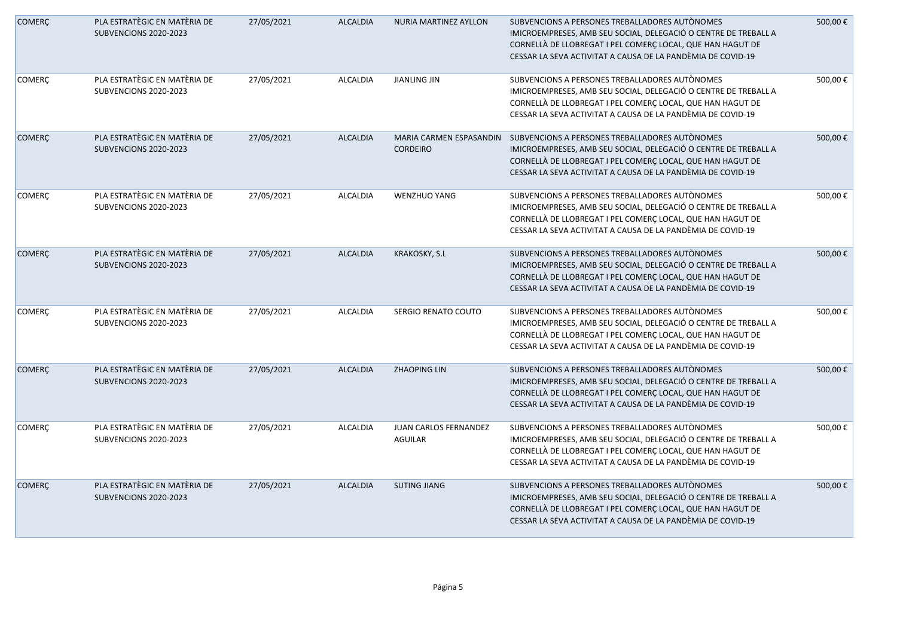| COMERÇ | PLA ESTRATÈGIC EN MATÈRIA DE SUBVENCIONS 2020-2023 | 27/05/2021 | ALCALDIA | NURIA MARTINEZ AYLLON | SUBVENCIONS A PERSONES TREBALLADORES AUTÒNOMES IMICROEMPRESES, AMB SEU SOCIAL, DELEGACIÓ O CENTRE DE TREBALL A CORNELLÀ DE LLOBREGAT I PEL COMERÇ LOCAL, QUE HAN HAGUT DE CESSAR LA SEVA ACTIVITAT A CAUSA DE LA PANDÈMIA DE COVID-19 | 500,00 € |
|---|---|---|---|---|---|---|
| COMERÇ | PLA ESTRATÈGIC EN MATÈRIA DE SUBVENCIONS 2020-2023 | 27/05/2021 | ALCALDIA | JIANLING JIN | SUBVENCIONS A PERSONES TREBALLADORES AUTÒNOMES IMICROEMPRESES, AMB SEU SOCIAL, DELEGACIÓ O CENTRE DE TREBALL A CORNELLÀ DE LLOBREGAT I PEL COMERÇ LOCAL, QUE HAN HAGUT DE CESSAR LA SEVA ACTIVITAT A CAUSA DE LA PANDÈMIA DE COVID-19 | 500,00 € |
| COMERÇ | PLA ESTRATÈGIC EN MATÈRIA DE SUBVENCIONS 2020-2023 | 27/05/2021 | ALCALDIA | MARIA CARMEN ESPASANDIN CORDEIRO | SUBVENCIONS A PERSONES TREBALLADORES AUTÒNOMES IMICROEMPRESES, AMB SEU SOCIAL, DELEGACIÓ O CENTRE DE TREBALL A CORNELLÀ DE LLOBREGAT I PEL COMERÇ LOCAL, QUE HAN HAGUT DE CESSAR LA SEVA ACTIVITAT A CAUSA DE LA PANDÈMIA DE COVID-19 | 500,00 € |
| COMERÇ | PLA ESTRATÈGIC EN MATÈRIA DE SUBVENCIONS 2020-2023 | 27/05/2021 | ALCALDIA | WENZHUO YANG | SUBVENCIONS A PERSONES TREBALLADORES AUTÒNOMES IMICROEMPRESES, AMB SEU SOCIAL, DELEGACIÓ O CENTRE DE TREBALL A CORNELLÀ DE LLOBREGAT I PEL COMERÇ LOCAL, QUE HAN HAGUT DE CESSAR LA SEVA ACTIVITAT A CAUSA DE LA PANDÈMIA DE COVID-19 | 500,00 € |
| COMERÇ | PLA ESTRATÈGIC EN MATÈRIA DE SUBVENCIONS 2020-2023 | 27/05/2021 | ALCALDIA | KRAKOSKY, S.L | SUBVENCIONS A PERSONES TREBALLADORES AUTÒNOMES IMICROEMPRESES, AMB SEU SOCIAL, DELEGACIÓ O CENTRE DE TREBALL A CORNELLÀ DE LLOBREGAT I PEL COMERÇ LOCAL, QUE HAN HAGUT DE CESSAR LA SEVA ACTIVITAT A CAUSA DE LA PANDÈMIA DE COVID-19 | 500,00 € |
| COMERÇ | PLA ESTRATÈGIC EN MATÈRIA DE SUBVENCIONS 2020-2023 | 27/05/2021 | ALCALDIA | SERGIO RENATO COUTO | SUBVENCIONS A PERSONES TREBALLADORES AUTÒNOMES IMICROEMPRESES, AMB SEU SOCIAL, DELEGACIÓ O CENTRE DE TREBALL A CORNELLÀ DE LLOBREGAT I PEL COMERÇ LOCAL, QUE HAN HAGUT DE CESSAR LA SEVA ACTIVITAT A CAUSA DE LA PANDÈMIA DE COVID-19 | 500,00 € |
| COMERÇ | PLA ESTRATÈGIC EN MATÈRIA DE SUBVENCIONS 2020-2023 | 27/05/2021 | ALCALDIA | ZHAOPING LIN | SUBVENCIONS A PERSONES TREBALLADORES AUTÒNOMES IMICROEMPRESES, AMB SEU SOCIAL, DELEGACIÓ O CENTRE DE TREBALL A CORNELLÀ DE LLOBREGAT I PEL COMERÇ LOCAL, QUE HAN HAGUT DE CESSAR LA SEVA ACTIVITAT A CAUSA DE LA PANDÈMIA DE COVID-19 | 500,00 € |
| COMERÇ | PLA ESTRATÈGIC EN MATÈRIA DE SUBVENCIONS 2020-2023 | 27/05/2021 | ALCALDIA | JUAN CARLOS FERNANDEZ AGUILAR | SUBVENCIONS A PERSONES TREBALLADORES AUTÒNOMES IMICROEMPRESES, AMB SEU SOCIAL, DELEGACIÓ O CENTRE DE TREBALL A CORNELLÀ DE LLOBREGAT I PEL COMERÇ LOCAL, QUE HAN HAGUT DE CESSAR LA SEVA ACTIVITAT A CAUSA DE LA PANDÈMIA DE COVID-19 | 500,00 € |
| COMERÇ | PLA ESTRATÈGIC EN MATÈRIA DE SUBVENCIONS 2020-2023 | 27/05/2021 | ALCALDIA | SUTING JIANG | SUBVENCIONS A PERSONES TREBALLADORES AUTÒNOMES IMICROEMPRESES, AMB SEU SOCIAL, DELEGACIÓ O CENTRE DE TREBALL A CORNELLÀ DE LLOBREGAT I PEL COMERÇ LOCAL, QUE HAN HAGUT DE CESSAR LA SEVA ACTIVITAT A CAUSA DE LA PANDÈMIA DE COVID-19 | 500,00 € |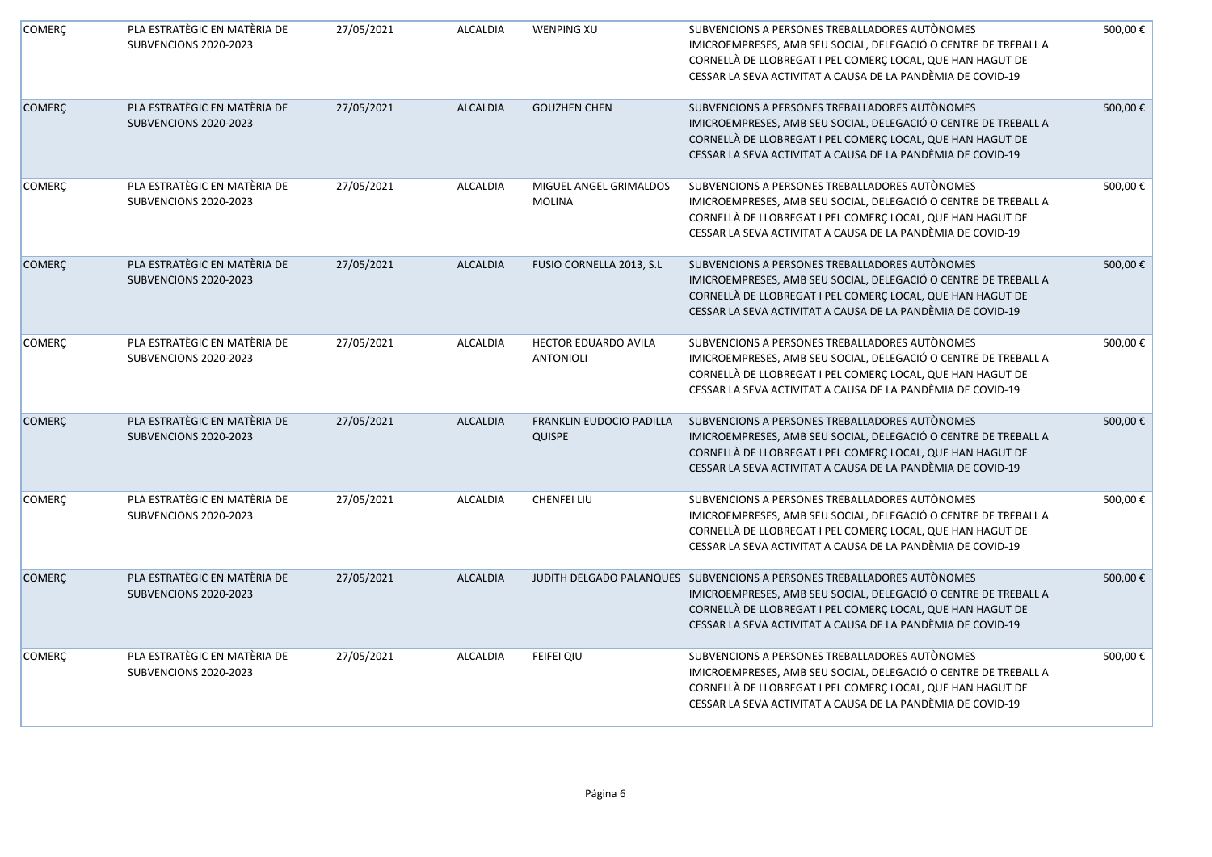| COMERÇ | PLA ESTRATÈGIC EN MATÈRIA DE SUBVENCIONS 2020-2023 | 27/05/2021 | ALCALDIA | WENPING XU | SUBVENCIONS A PERSONES TREBALLADORES AUTÒNOMES IMICROEMPRESES, AMB SEU SOCIAL, DELEGACIÓ O CENTRE DE TREBALL A CORNELLÀ DE LLOBREGAT I PEL COMERÇ LOCAL, QUE HAN HAGUT DE CESSAR LA SEVA ACTIVITAT A CAUSA DE LA PANDÈMIA DE COVID-19 | 500,00 € |
|---|---|---|---|---|---|---|
| COMERÇ | PLA ESTRATÈGIC EN MATÈRIA DE SUBVENCIONS 2020-2023 | 27/05/2021 | ALCALDIA | GOUZHEN CHEN | SUBVENCIONS A PERSONES TREBALLADORES AUTÒNOMES IMICROEMPRESES, AMB SEU SOCIAL, DELEGACIÓ O CENTRE DE TREBALL A CORNELLÀ DE LLOBREGAT I PEL COMERÇ LOCAL, QUE HAN HAGUT DE CESSAR LA SEVA ACTIVITAT A CAUSA DE LA PANDÈMIA DE COVID-19 | 500,00 € |
| COMERÇ | PLA ESTRATÈGIC EN MATÈRIA DE SUBVENCIONS 2020-2023 | 27/05/2021 | ALCALDIA | MIGUEL ANGEL GRIMALDOS MOLINA | SUBVENCIONS A PERSONES TREBALLADORES AUTÒNOMES IMICROEMPRESES, AMB SEU SOCIAL, DELEGACIÓ O CENTRE DE TREBALL A CORNELLÀ DE LLOBREGAT I PEL COMERÇ LOCAL, QUE HAN HAGUT DE CESSAR LA SEVA ACTIVITAT A CAUSA DE LA PANDÈMIA DE COVID-19 | 500,00 € |
| COMERÇ | PLA ESTRATÈGIC EN MATÈRIA DE SUBVENCIONS 2020-2023 | 27/05/2021 | ALCALDIA | FUSIO CORNELLA 2013, S.L | SUBVENCIONS A PERSONES TREBALLADORES AUTÒNOMES IMICROEMPRESES, AMB SEU SOCIAL, DELEGACIÓ O CENTRE DE TREBALL A CORNELLÀ DE LLOBREGAT I PEL COMERÇ LOCAL, QUE HAN HAGUT DE CESSAR LA SEVA ACTIVITAT A CAUSA DE LA PANDÈMIA DE COVID-19 | 500,00 € |
| COMERÇ | PLA ESTRATÈGIC EN MATÈRIA DE SUBVENCIONS 2020-2023 | 27/05/2021 | ALCALDIA | HECTOR EDUARDO AVILA ANTONIOLI | SUBVENCIONS A PERSONES TREBALLADORES AUTÒNOMES IMICROEMPRESES, AMB SEU SOCIAL, DELEGACIÓ O CENTRE DE TREBALL A CORNELLÀ DE LLOBREGAT I PEL COMERÇ LOCAL, QUE HAN HAGUT DE CESSAR LA SEVA ACTIVITAT A CAUSA DE LA PANDÈMIA DE COVID-19 | 500,00 € |
| COMERÇ | PLA ESTRATÈGIC EN MATÈRIA DE SUBVENCIONS 2020-2023 | 27/05/2021 | ALCALDIA | FRANKLIN EUDOCIO PADILLA QUISPE | SUBVENCIONS A PERSONES TREBALLADORES AUTÒNOMES IMICROEMPRESES, AMB SEU SOCIAL, DELEGACIÓ O CENTRE DE TREBALL A CORNELLÀ DE LLOBREGAT I PEL COMERÇ LOCAL, QUE HAN HAGUT DE CESSAR LA SEVA ACTIVITAT A CAUSA DE LA PANDÈMIA DE COVID-19 | 500,00 € |
| COMERÇ | PLA ESTRATÈGIC EN MATÈRIA DE SUBVENCIONS 2020-2023 | 27/05/2021 | ALCALDIA | CHENFEI LIU | SUBVENCIONS A PERSONES TREBALLADORES AUTÒNOMES IMICROEMPRESES, AMB SEU SOCIAL, DELEGACIÓ O CENTRE DE TREBALL A CORNELLÀ DE LLOBREGAT I PEL COMERÇ LOCAL, QUE HAN HAGUT DE CESSAR LA SEVA ACTIVITAT A CAUSA DE LA PANDÈMIA DE COVID-19 | 500,00 € |
| COMERÇ | PLA ESTRATÈGIC EN MATÈRIA DE SUBVENCIONS 2020-2023 | 27/05/2021 | ALCALDIA | JUDITH DELGADO PALANQUES | SUBVENCIONS A PERSONES TREBALLADORES AUTÒNOMES IMICROEMPRESES, AMB SEU SOCIAL, DELEGACIÓ O CENTRE DE TREBALL A CORNELLÀ DE LLOBREGAT I PEL COMERÇ LOCAL, QUE HAN HAGUT DE CESSAR LA SEVA ACTIVITAT A CAUSA DE LA PANDÈMIA DE COVID-19 | 500,00 € |
| COMERÇ | PLA ESTRATÈGIC EN MATÈRIA DE SUBVENCIONS 2020-2023 | 27/05/2021 | ALCALDIA | FEIFEI QIU | SUBVENCIONS A PERSONES TREBALLADORES AUTÒNOMES IMICROEMPRESES, AMB SEU SOCIAL, DELEGACIÓ O CENTRE DE TREBALL A CORNELLÀ DE LLOBREGAT I PEL COMERÇ LOCAL, QUE HAN HAGUT DE CESSAR LA SEVA ACTIVITAT A CAUSA DE LA PANDÈMIA DE COVID-19 | 500,00 € |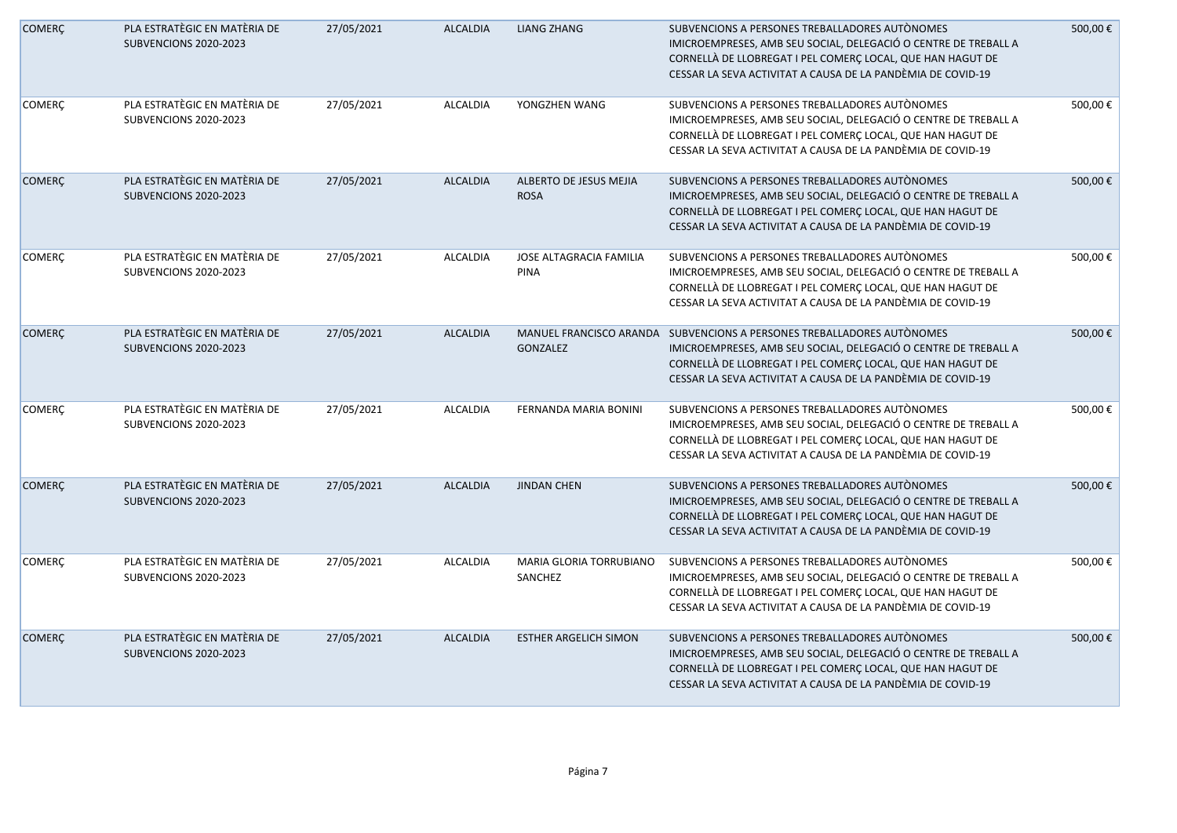| COMERÇ | PLA ESTRATÈGIC EN MATÈRIA DE SUBVENCIONS 2020-2023 | 27/05/2021 | ALCALDIA | LIANG ZHANG | SUBVENCIONS A PERSONES TREBALLADORES AUTÒNOMES IMICROEMPRESES, AMB SEU SOCIAL, DELEGACIÓ O CENTRE DE TREBALL A CORNELLÀ DE LLOBREGAT I PEL COMERÇ LOCAL, QUE HAN HAGUT DE CESSAR LA SEVA ACTIVITAT A CAUSA DE LA PANDÈMIA DE COVID-19 | 500,00 € |
|---|---|---|---|---|---|---|
| COMERÇ | PLA ESTRATÈGIC EN MATÈRIA DE SUBVENCIONS 2020-2023 | 27/05/2021 | ALCALDIA | YONGZHEN WANG | SUBVENCIONS A PERSONES TREBALLADORES AUTÒNOMES IMICROEMPRESES, AMB SEU SOCIAL, DELEGACIÓ O CENTRE DE TREBALL A CORNELLÀ DE LLOBREGAT I PEL COMERÇ LOCAL, QUE HAN HAGUT DE CESSAR LA SEVA ACTIVITAT A CAUSA DE LA PANDÈMIA DE COVID-19 | 500,00 € |
| COMERÇ | PLA ESTRATÈGIC EN MATÈRIA DE SUBVENCIONS 2020-2023 | 27/05/2021 | ALCALDIA | ALBERTO DE JESUS MEJIA ROSA | SUBVENCIONS A PERSONES TREBALLADORES AUTÒNOMES IMICROEMPRESES, AMB SEU SOCIAL, DELEGACIÓ O CENTRE DE TREBALL A CORNELLÀ DE LLOBREGAT I PEL COMERÇ LOCAL, QUE HAN HAGUT DE CESSAR LA SEVA ACTIVITAT A CAUSA DE LA PANDÈMIA DE COVID-19 | 500,00 € |
| COMERÇ | PLA ESTRATÈGIC EN MATÈRIA DE SUBVENCIONS 2020-2023 | 27/05/2021 | ALCALDIA | JOSE ALTAGRACIA FAMILIA PINA | SUBVENCIONS A PERSONES TREBALLADORES AUTÒNOMES IMICROEMPRESES, AMB SEU SOCIAL, DELEGACIÓ O CENTRE DE TREBALL A CORNELLÀ DE LLOBREGAT I PEL COMERÇ LOCAL, QUE HAN HAGUT DE CESSAR LA SEVA ACTIVITAT A CAUSA DE LA PANDÈMIA DE COVID-19 | 500,00 € |
| COMERÇ | PLA ESTRATÈGIC EN MATÈRIA DE SUBVENCIONS 2020-2023 | 27/05/2021 | ALCALDIA | MANUEL FRANCISCO ARANDA GONZALEZ | SUBVENCIONS A PERSONES TREBALLADORES AUTÒNOMES IMICROEMPRESES, AMB SEU SOCIAL, DELEGACIÓ O CENTRE DE TREBALL A CORNELLÀ DE LLOBREGAT I PEL COMERÇ LOCAL, QUE HAN HAGUT DE CESSAR LA SEVA ACTIVITAT A CAUSA DE LA PANDÈMIA DE COVID-19 | 500,00 € |
| COMERÇ | PLA ESTRATÈGIC EN MATÈRIA DE SUBVENCIONS 2020-2023 | 27/05/2021 | ALCALDIA | FERNANDA MARIA BONINI | SUBVENCIONS A PERSONES TREBALLADORES AUTÒNOMES IMICROEMPRESES, AMB SEU SOCIAL, DELEGACIÓ O CENTRE DE TREBALL A CORNELLÀ DE LLOBREGAT I PEL COMERÇ LOCAL, QUE HAN HAGUT DE CESSAR LA SEVA ACTIVITAT A CAUSA DE LA PANDÈMIA DE COVID-19 | 500,00 € |
| COMERÇ | PLA ESTRATÈGIC EN MATÈRIA DE SUBVENCIONS 2020-2023 | 27/05/2021 | ALCALDIA | JINDAN CHEN | SUBVENCIONS A PERSONES TREBALLADORES AUTÒNOMES IMICROEMPRESES, AMB SEU SOCIAL, DELEGACIÓ O CENTRE DE TREBALL A CORNELLÀ DE LLOBREGAT I PEL COMERÇ LOCAL, QUE HAN HAGUT DE CESSAR LA SEVA ACTIVITAT A CAUSA DE LA PANDÈMIA DE COVID-19 | 500,00 € |
| COMERÇ | PLA ESTRATÈGIC EN MATÈRIA DE SUBVENCIONS 2020-2023 | 27/05/2021 | ALCALDIA | MARIA GLORIA TORRUBIANO SANCHEZ | SUBVENCIONS A PERSONES TREBALLADORES AUTÒNOMES IMICROEMPRESES, AMB SEU SOCIAL, DELEGACIÓ O CENTRE DE TREBALL A CORNELLÀ DE LLOBREGAT I PEL COMERÇ LOCAL, QUE HAN HAGUT DE CESSAR LA SEVA ACTIVITAT A CAUSA DE LA PANDÈMIA DE COVID-19 | 500,00 € |
| COMERÇ | PLA ESTRATÈGIC EN MATÈRIA DE SUBVENCIONS 2020-2023 | 27/05/2021 | ALCALDIA | ESTHER ARGELICH SIMON | SUBVENCIONS A PERSONES TREBALLADORES AUTÒNOMES IMICROEMPRESES, AMB SEU SOCIAL, DELEGACIÓ O CENTRE DE TREBALL A CORNELLÀ DE LLOBREGAT I PEL COMERÇ LOCAL, QUE HAN HAGUT DE CESSAR LA SEVA ACTIVITAT A CAUSA DE LA PANDÈMIA DE COVID-19 | 500,00 € |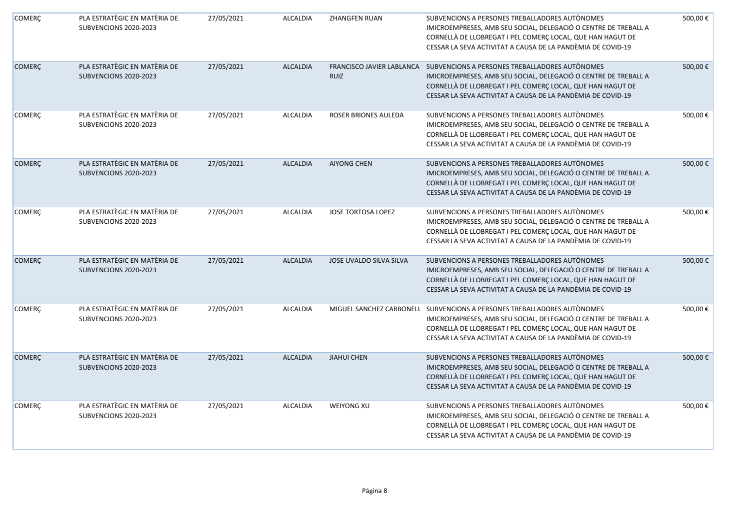| | | | | | | |
|---|---|---|---|---|---|---|
| COMERÇ | PLA ESTRATÈGIC EN MATÈRIA DE SUBVENCIONS 2020-2023 | 27/05/2021 | ALCALDIA | ZHANGFEN RUAN | SUBVENCIONS A PERSONES TREBALLADORES AUTÒNOMES IMICROEMPRESES, AMB SEU SOCIAL, DELEGACIÓ O CENTRE DE TREBALL A CORNELLÀ DE LLOBREGAT I PEL COMERÇ LOCAL, QUE HAN HAGUT DE CESSAR LA SEVA ACTIVITAT A CAUSA DE LA PANDÈMIA DE COVID-19 | 500,00 € |
| COMERÇ | PLA ESTRATÈGIC EN MATÈRIA DE SUBVENCIONS 2020-2023 | 27/05/2021 | ALCALDIA | FRANCISCO JAVIER LABLANCA RUIZ | SUBVENCIONS A PERSONES TREBALLADORES AUTÒNOMES IMICROEMPRESES, AMB SEU SOCIAL, DELEGACIÓ O CENTRE DE TREBALL A CORNELLÀ DE LLOBREGAT I PEL COMERÇ LOCAL, QUE HAN HAGUT DE CESSAR LA SEVA ACTIVITAT A CAUSA DE LA PANDÈMIA DE COVID-19 | 500,00 € |
| COMERÇ | PLA ESTRATÈGIC EN MATÈRIA DE SUBVENCIONS 2020-2023 | 27/05/2021 | ALCALDIA | ROSER BRIONES AULEDA | SUBVENCIONS A PERSONES TREBALLADORES AUTÒNOMES IMICROEMPRESES, AMB SEU SOCIAL, DELEGACIÓ O CENTRE DE TREBALL A CORNELLÀ DE LLOBREGAT I PEL COMERÇ LOCAL, QUE HAN HAGUT DE CESSAR LA SEVA ACTIVITAT A CAUSA DE LA PANDÈMIA DE COVID-19 | 500,00 € |
| COMERÇ | PLA ESTRATÈGIC EN MATÈRIA DE SUBVENCIONS 2020-2023 | 27/05/2021 | ALCALDIA | AIYONG CHEN | SUBVENCIONS A PERSONES TREBALLADORES AUTÒNOMES IMICROEMPRESES, AMB SEU SOCIAL, DELEGACIÓ O CENTRE DE TREBALL A CORNELLÀ DE LLOBREGAT I PEL COMERÇ LOCAL, QUE HAN HAGUT DE CESSAR LA SEVA ACTIVITAT A CAUSA DE LA PANDÈMIA DE COVID-19 | 500,00 € |
| COMERÇ | PLA ESTRATÈGIC EN MATÈRIA DE SUBVENCIONS 2020-2023 | 27/05/2021 | ALCALDIA | JOSE TORTOSA LOPEZ | SUBVENCIONS A PERSONES TREBALLADORES AUTÒNOMES IMICROEMPRESES, AMB SEU SOCIAL, DELEGACIÓ O CENTRE DE TREBALL A CORNELLÀ DE LLOBREGAT I PEL COMERÇ LOCAL, QUE HAN HAGUT DE CESSAR LA SEVA ACTIVITAT A CAUSA DE LA PANDÈMIA DE COVID-19 | 500,00 € |
| COMERÇ | PLA ESTRATÈGIC EN MATÈRIA DE SUBVENCIONS 2020-2023 | 27/05/2021 | ALCALDIA | JOSE UVALDO SILVA SILVA | SUBVENCIONS A PERSONES TREBALLADORES AUTÒNOMES IMICROEMPRESES, AMB SEU SOCIAL, DELEGACIÓ O CENTRE DE TREBALL A CORNELLÀ DE LLOBREGAT I PEL COMERÇ LOCAL, QUE HAN HAGUT DE CESSAR LA SEVA ACTIVITAT A CAUSA DE LA PANDÈMIA DE COVID-19 | 500,00 € |
| COMERÇ | PLA ESTRATÈGIC EN MATÈRIA DE SUBVENCIONS 2020-2023 | 27/05/2021 | ALCALDIA | MIGUEL SANCHEZ CARBONELL | SUBVENCIONS A PERSONES TREBALLADORES AUTÒNOMES IMICROEMPRESES, AMB SEU SOCIAL, DELEGACIÓ O CENTRE DE TREBALL A CORNELLÀ DE LLOBREGAT I PEL COMERÇ LOCAL, QUE HAN HAGUT DE CESSAR LA SEVA ACTIVITAT A CAUSA DE LA PANDÈMIA DE COVID-19 | 500,00 € |
| COMERÇ | PLA ESTRATÈGIC EN MATÈRIA DE SUBVENCIONS 2020-2023 | 27/05/2021 | ALCALDIA | JIAHUI CHEN | SUBVENCIONS A PERSONES TREBALLADORES AUTÒNOMES IMICROEMPRESES, AMB SEU SOCIAL, DELEGACIÓ O CENTRE DE TREBALL A CORNELLÀ DE LLOBREGAT I PEL COMERÇ LOCAL, QUE HAN HAGUT DE CESSAR LA SEVA ACTIVITAT A CAUSA DE LA PANDÈMIA DE COVID-19 | 500,00 € |
| COMERÇ | PLA ESTRATÈGIC EN MATÈRIA DE SUBVENCIONS 2020-2023 | 27/05/2021 | ALCALDIA | WEIYONG XU | SUBVENCIONS A PERSONES TREBALLADORES AUTÒNOMES IMICROEMPRESES, AMB SEU SOCIAL, DELEGACIÓ O CENTRE DE TREBALL A CORNELLÀ DE LLOBREGAT I PEL COMERÇ LOCAL, QUE HAN HAGUT DE CESSAR LA SEVA ACTIVITAT A CAUSA DE LA PANDÈMIA DE COVID-19 | 500,00 € |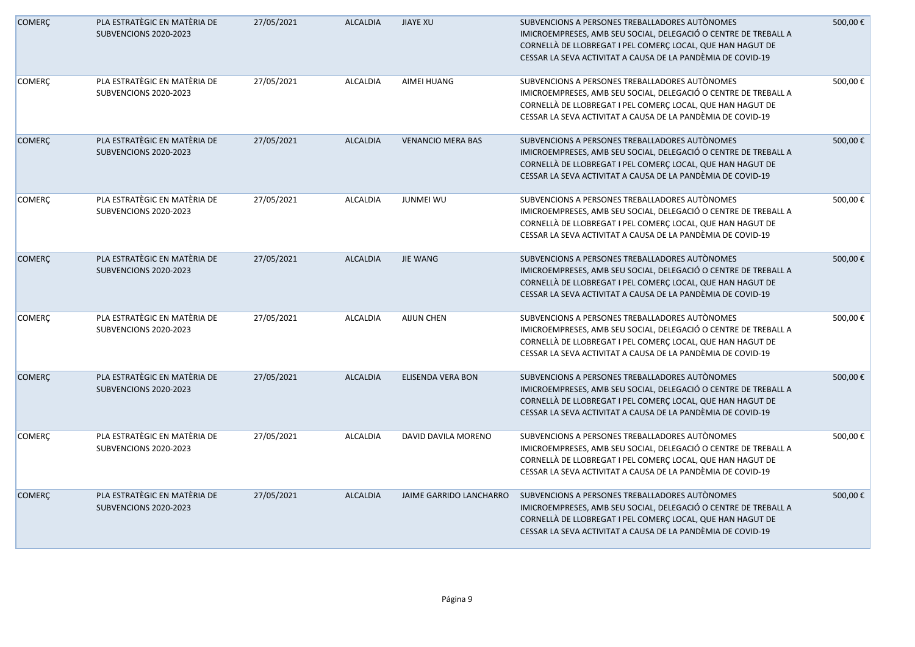| COMERÇ | PLA ESTRATÈGIC EN MATÈRIA DE SUBVENCIONS 2020-2023 | 27/05/2021 | ALCALDIA | JIAYE XU | SUBVENCIONS A PERSONES TREBALLADORES AUTÒNOMES IMICROEMPRESES, AMB SEU SOCIAL, DELEGACIÓ O CENTRE DE TREBALL A CORNELLÀ DE LLOBREGAT I PEL COMERÇ LOCAL, QUE HAN HAGUT DE CESSAR LA SEVA ACTIVITAT A CAUSA DE LA PANDÈMIA DE COVID-19 | 500,00 € |
|---|---|---|---|---|---|---|
| COMERÇ | PLA ESTRATÈGIC EN MATÈRIA DE SUBVENCIONS 2020-2023 | 27/05/2021 | ALCALDIA | AIMEI HUANG | SUBVENCIONS A PERSONES TREBALLADORES AUTÒNOMES IMICROEMPRESES, AMB SEU SOCIAL, DELEGACIÓ O CENTRE DE TREBALL A CORNELLÀ DE LLOBREGAT I PEL COMERÇ LOCAL, QUE HAN HAGUT DE CESSAR LA SEVA ACTIVITAT A CAUSA DE LA PANDÈMIA DE COVID-19 | 500,00 € |
| COMERÇ | PLA ESTRATÈGIC EN MATÈRIA DE SUBVENCIONS 2020-2023 | 27/05/2021 | ALCALDIA | VENANCIO MERA BAS | SUBVENCIONS A PERSONES TREBALLADORES AUTÒNOMES IMICROEMPRESES, AMB SEU SOCIAL, DELEGACIÓ O CENTRE DE TREBALL A CORNELLÀ DE LLOBREGAT I PEL COMERÇ LOCAL, QUE HAN HAGUT DE CESSAR LA SEVA ACTIVITAT A CAUSA DE LA PANDÈMIA DE COVID-19 | 500,00 € |
| COMERÇ | PLA ESTRATÈGIC EN MATÈRIA DE SUBVENCIONS 2020-2023 | 27/05/2021 | ALCALDIA | JUNMEI WU | SUBVENCIONS A PERSONES TREBALLADORES AUTÒNOMES IMICROEMPRESES, AMB SEU SOCIAL, DELEGACIÓ O CENTRE DE TREBALL A CORNELLÀ DE LLOBREGAT I PEL COMERÇ LOCAL, QUE HAN HAGUT DE CESSAR LA SEVA ACTIVITAT A CAUSA DE LA PANDÈMIA DE COVID-19 | 500,00 € |
| COMERÇ | PLA ESTRATÈGIC EN MATÈRIA DE SUBVENCIONS 2020-2023 | 27/05/2021 | ALCALDIA | JIE WANG | SUBVENCIONS A PERSONES TREBALLADORES AUTÒNOMES IMICROEMPRESES, AMB SEU SOCIAL, DELEGACIÓ O CENTRE DE TREBALL A CORNELLÀ DE LLOBREGAT I PEL COMERÇ LOCAL, QUE HAN HAGUT DE CESSAR LA SEVA ACTIVITAT A CAUSA DE LA PANDÈMIA DE COVID-19 | 500,00 € |
| COMERÇ | PLA ESTRATÈGIC EN MATÈRIA DE SUBVENCIONS 2020-2023 | 27/05/2021 | ALCALDIA | AIJUN CHEN | SUBVENCIONS A PERSONES TREBALLADORES AUTÒNOMES IMICROEMPRESES, AMB SEU SOCIAL, DELEGACIÓ O CENTRE DE TREBALL A CORNELLÀ DE LLOBREGAT I PEL COMERÇ LOCAL, QUE HAN HAGUT DE CESSAR LA SEVA ACTIVITAT A CAUSA DE LA PANDÈMIA DE COVID-19 | 500,00 € |
| COMERÇ | PLA ESTRATÈGIC EN MATÈRIA DE SUBVENCIONS 2020-2023 | 27/05/2021 | ALCALDIA | ELISENDA VERA BON | SUBVENCIONS A PERSONES TREBALLADORES AUTÒNOMES IMICROEMPRESES, AMB SEU SOCIAL, DELEGACIÓ O CENTRE DE TREBALL A CORNELLÀ DE LLOBREGAT I PEL COMERÇ LOCAL, QUE HAN HAGUT DE CESSAR LA SEVA ACTIVITAT A CAUSA DE LA PANDÈMIA DE COVID-19 | 500,00 € |
| COMERÇ | PLA ESTRATÈGIC EN MATÈRIA DE SUBVENCIONS 2020-2023 | 27/05/2021 | ALCALDIA | DAVID DAVILA MORENO | SUBVENCIONS A PERSONES TREBALLADORES AUTÒNOMES IMICROEMPRESES, AMB SEU SOCIAL, DELEGACIÓ O CENTRE DE TREBALL A CORNELLÀ DE LLOBREGAT I PEL COMERÇ LOCAL, QUE HAN HAGUT DE CESSAR LA SEVA ACTIVITAT A CAUSA DE LA PANDÈMIA DE COVID-19 | 500,00 € |
| COMERÇ | PLA ESTRATÈGIC EN MATÈRIA DE SUBVENCIONS 2020-2023 | 27/05/2021 | ALCALDIA | JAIME GARRIDO LANCHARRO | SUBVENCIONS A PERSONES TREBALLADORES AUTÒNOMES IMICROEMPRESES, AMB SEU SOCIAL, DELEGACIÓ O CENTRE DE TREBALL A CORNELLÀ DE LLOBREGAT I PEL COMERÇ LOCAL, QUE HAN HAGUT DE CESSAR LA SEVA ACTIVITAT A CAUSA DE LA PANDÈMIA DE COVID-19 | 500,00 € |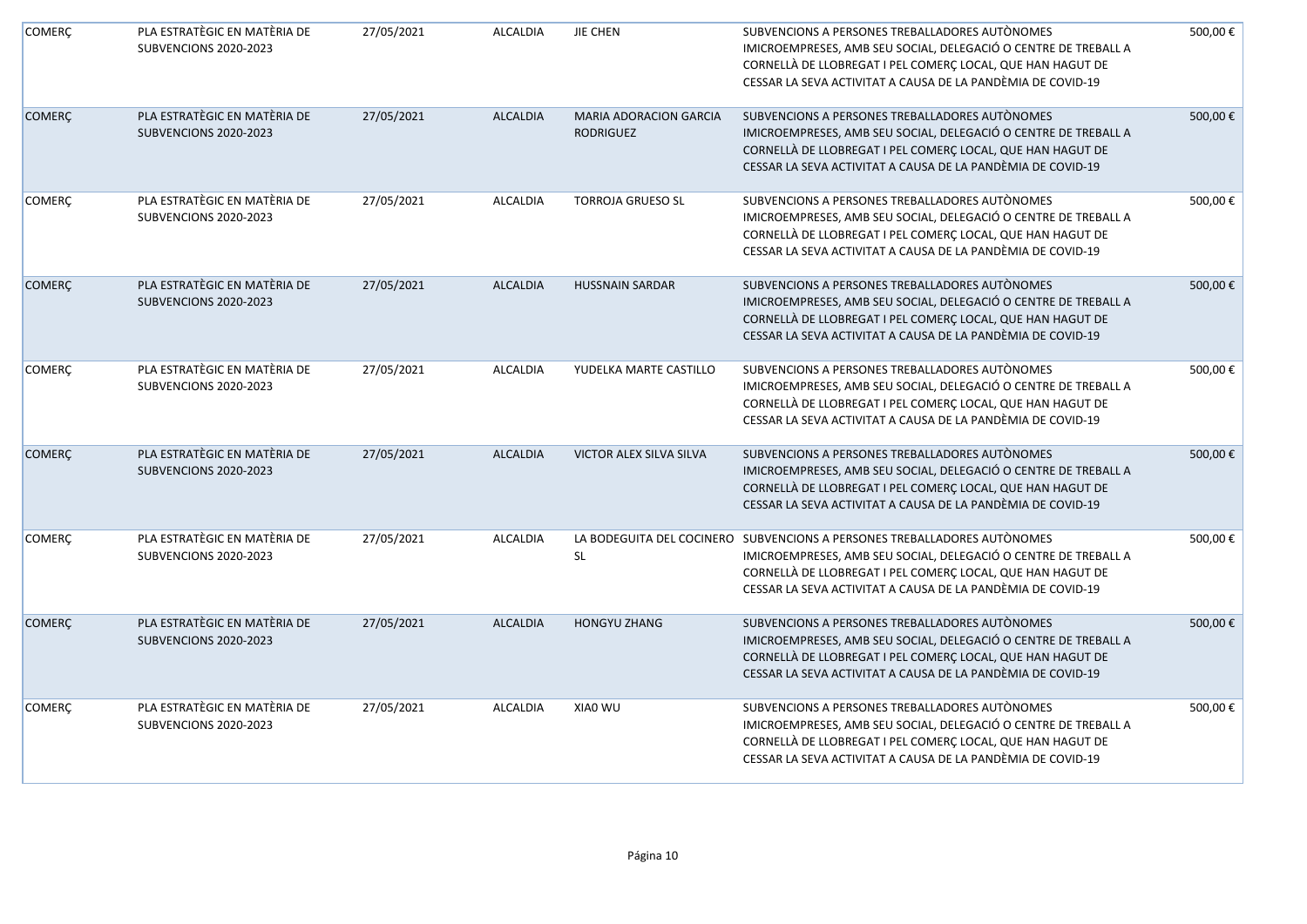| | | | | | | |
|---|---|---|---|---|---|---|
| COMERÇ | PLA ESTRATÈGIC EN MATÈRIA DE SUBVENCIONS 2020-2023 | 27/05/2021 | ALCALDIA | JIE CHEN | SUBVENCIONS A PERSONES TREBALLADORES AUTÒNOMES IMICROEMPRESES, AMB SEU SOCIAL, DELEGACIÓ O CENTRE DE TREBALL A CORNELLÀ DE LLOBREGAT I PEL COMERÇ LOCAL, QUE HAN HAGUT DE CESSAR LA SEVA ACTIVITAT A CAUSA DE LA PANDÈMIA DE COVID-19 | 500,00 € |
| COMERÇ | PLA ESTRATÈGIC EN MATÈRIA DE SUBVENCIONS 2020-2023 | 27/05/2021 | ALCALDIA | MARIA ADORACION GARCIA RODRIGUEZ | SUBVENCIONS A PERSONES TREBALLADORES AUTÒNOMES IMICROEMPRESES, AMB SEU SOCIAL, DELEGACIÓ O CENTRE DE TREBALL A CORNELLÀ DE LLOBREGAT I PEL COMERÇ LOCAL, QUE HAN HAGUT DE CESSAR LA SEVA ACTIVITAT A CAUSA DE LA PANDÈMIA DE COVID-19 | 500,00 € |
| COMERÇ | PLA ESTRATÈGIC EN MATÈRIA DE SUBVENCIONS 2020-2023 | 27/05/2021 | ALCALDIA | TORROJA GRUESO SL | SUBVENCIONS A PERSONES TREBALLADORES AUTÒNOMES IMICROEMPRESES, AMB SEU SOCIAL, DELEGACIÓ O CENTRE DE TREBALL A CORNELLÀ DE LLOBREGAT I PEL COMERÇ LOCAL, QUE HAN HAGUT DE CESSAR LA SEVA ACTIVITAT A CAUSA DE LA PANDÈMIA DE COVID-19 | 500,00 € |
| COMERÇ | PLA ESTRATÈGIC EN MATÈRIA DE SUBVENCIONS 2020-2023 | 27/05/2021 | ALCALDIA | HUSSNAIN SARDAR | SUBVENCIONS A PERSONES TREBALLADORES AUTÒNOMES IMICROEMPRESES, AMB SEU SOCIAL, DELEGACIÓ O CENTRE DE TREBALL A CORNELLÀ DE LLOBREGAT I PEL COMERÇ LOCAL, QUE HAN HAGUT DE CESSAR LA SEVA ACTIVITAT A CAUSA DE LA PANDÈMIA DE COVID-19 | 500,00 € |
| COMERÇ | PLA ESTRATÈGIC EN MATÈRIA DE SUBVENCIONS 2020-2023 | 27/05/2021 | ALCALDIA | YUDELKA MARTE CASTILLO | SUBVENCIONS A PERSONES TREBALLADORES AUTÒNOMES IMICROEMPRESES, AMB SEU SOCIAL, DELEGACIÓ O CENTRE DE TREBALL A CORNELLÀ DE LLOBREGAT I PEL COMERÇ LOCAL, QUE HAN HAGUT DE CESSAR LA SEVA ACTIVITAT A CAUSA DE LA PANDÈMIA DE COVID-19 | 500,00 € |
| COMERÇ | PLA ESTRATÈGIC EN MATÈRIA DE SUBVENCIONS 2020-2023 | 27/05/2021 | ALCALDIA | VICTOR ALEX SILVA SILVA | SUBVENCIONS A PERSONES TREBALLADORES AUTÒNOMES IMICROEMPRESES, AMB SEU SOCIAL, DELEGACIÓ O CENTRE DE TREBALL A CORNELLÀ DE LLOBREGAT I PEL COMERÇ LOCAL, QUE HAN HAGUT DE CESSAR LA SEVA ACTIVITAT A CAUSA DE LA PANDÈMIA DE COVID-19 | 500,00 € |
| COMERÇ | PLA ESTRATÈGIC EN MATÈRIA DE SUBVENCIONS 2020-2023 | 27/05/2021 | ALCALDIA | LA BODEGUITA DEL COCINERO SL | SUBVENCIONS A PERSONES TREBALLADORES AUTÒNOMES IMICROEMPRESES, AMB SEU SOCIAL, DELEGACIÓ O CENTRE DE TREBALL A CORNELLÀ DE LLOBREGAT I PEL COMERÇ LOCAL, QUE HAN HAGUT DE CESSAR LA SEVA ACTIVITAT A CAUSA DE LA PANDÈMIA DE COVID-19 | 500,00 € |
| COMERÇ | PLA ESTRATÈGIC EN MATÈRIA DE SUBVENCIONS 2020-2023 | 27/05/2021 | ALCALDIA | HONGYU ZHANG | SUBVENCIONS A PERSONES TREBALLADORES AUTÒNOMES IMICROEMPRESES, AMB SEU SOCIAL, DELEGACIÓ O CENTRE DE TREBALL A CORNELLÀ DE LLOBREGAT I PEL COMERÇ LOCAL, QUE HAN HAGUT DE CESSAR LA SEVA ACTIVITAT A CAUSA DE LA PANDÈMIA DE COVID-19 | 500,00 € |
| COMERÇ | PLA ESTRATÈGIC EN MATÈRIA DE SUBVENCIONS 2020-2023 | 27/05/2021 | ALCALDIA | XIAO WU | SUBVENCIONS A PERSONES TREBALLADORES AUTÒNOMES IMICROEMPRESES, AMB SEU SOCIAL, DELEGACIÓ O CENTRE DE TREBALL A CORNELLÀ DE LLOBREGAT I PEL COMERÇ LOCAL, QUE HAN HAGUT DE CESSAR LA SEVA ACTIVITAT A CAUSA DE LA PANDÈMIA DE COVID-19 | 500,00 € |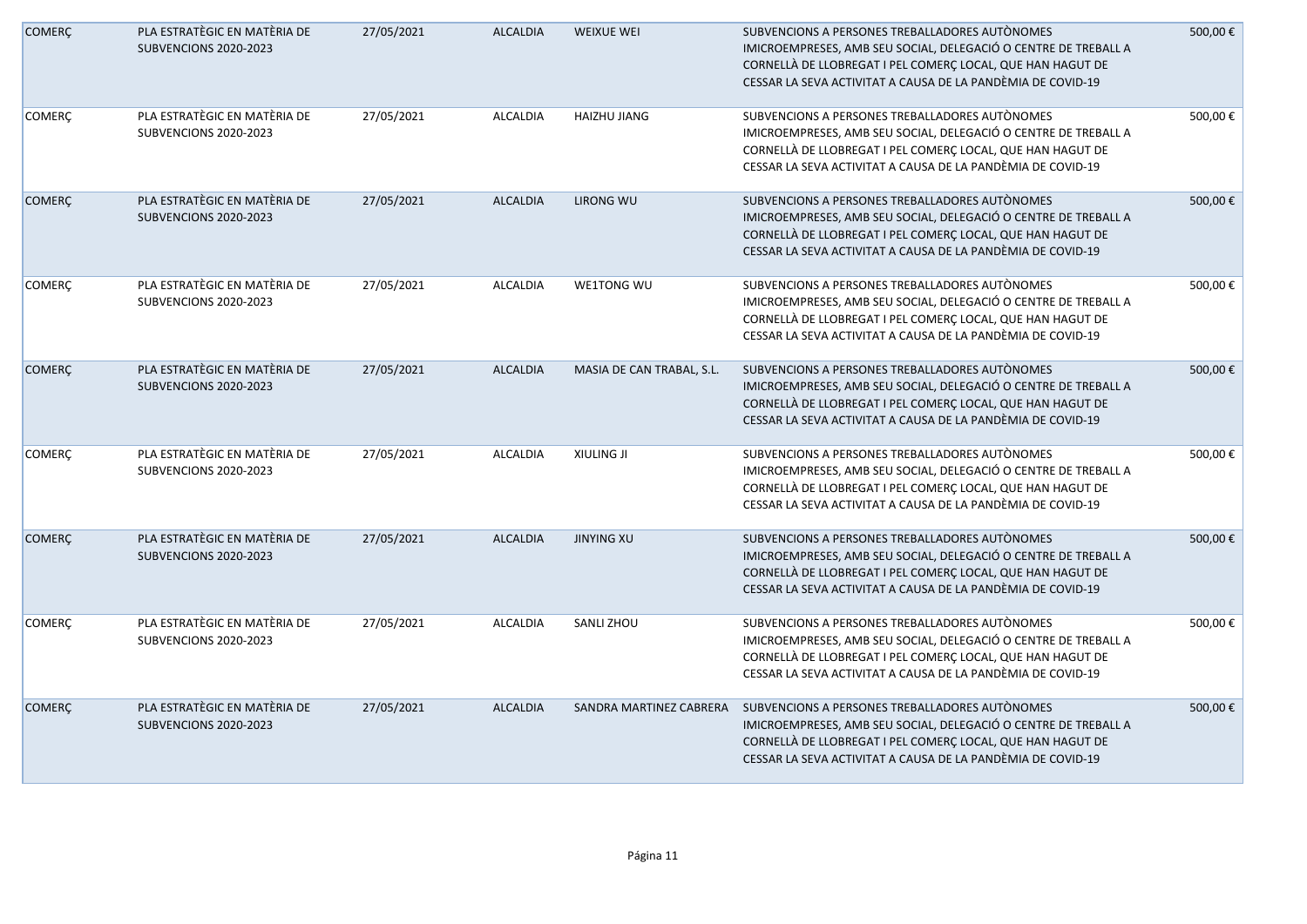| COMERÇ | PLA ESTRATÈGIC EN MATÈRIA DE SUBVENCIONS 2020-2023 | 27/05/2021 | ALCALDIA | WEIXUE WEI | SUBVENCIONS A PERSONES TREBALLADORES AUTÒNOMES IMICROEMPRESES, AMB SEU SOCIAL, DELEGACIÓ O CENTRE DE TREBALL A CORNELLÀ DE LLOBREGAT I PEL COMERÇ LOCAL, QUE HAN HAGUT DE CESSAR LA SEVA ACTIVITAT A CAUSA DE LA PANDÈMIA DE COVID-19 | 500,00 € |
|---|---|---|---|---|---|---|
| COMERÇ | PLA ESTRATÈGIC EN MATÈRIA DE SUBVENCIONS 2020-2023 | 27/05/2021 | ALCALDIA | HAIZHU JIANG | SUBVENCIONS A PERSONES TREBALLADORES AUTÒNOMES IMICROEMPRESES, AMB SEU SOCIAL, DELEGACIÓ O CENTRE DE TREBALL A CORNELLÀ DE LLOBREGAT I PEL COMERÇ LOCAL, QUE HAN HAGUT DE CESSAR LA SEVA ACTIVITAT A CAUSA DE LA PANDÈMIA DE COVID-19 | 500,00 € |
| COMERÇ | PLA ESTRATÈGIC EN MATÈRIA DE SUBVENCIONS 2020-2023 | 27/05/2021 | ALCALDIA | LIRONG WU | SUBVENCIONS A PERSONES TREBALLADORES AUTÒNOMES IMICROEMPRESES, AMB SEU SOCIAL, DELEGACIÓ O CENTRE DE TREBALL A CORNELLÀ DE LLOBREGAT I PEL COMERÇ LOCAL, QUE HAN HAGUT DE CESSAR LA SEVA ACTIVITAT A CAUSA DE LA PANDÈMIA DE COVID-19 | 500,00 € |
| COMERÇ | PLA ESTRATÈGIC EN MATÈRIA DE SUBVENCIONS 2020-2023 | 27/05/2021 | ALCALDIA | WE1TONG WU | SUBVENCIONS A PERSONES TREBALLADORES AUTÒNOMES IMICROEMPRESES, AMB SEU SOCIAL, DELEGACIÓ O CENTRE DE TREBALL A CORNELLÀ DE LLOBREGAT I PEL COMERÇ LOCAL, QUE HAN HAGUT DE CESSAR LA SEVA ACTIVITAT A CAUSA DE LA PANDÈMIA DE COVID-19 | 500,00 € |
| COMERÇ | PLA ESTRATÈGIC EN MATÈRIA DE SUBVENCIONS 2020-2023 | 27/05/2021 | ALCALDIA | MASIA DE CAN TRABAL, S.L. | SUBVENCIONS A PERSONES TREBALLADORES AUTÒNOMES IMICROEMPRESES, AMB SEU SOCIAL, DELEGACIÓ O CENTRE DE TREBALL A CORNELLÀ DE LLOBREGAT I PEL COMERÇ LOCAL, QUE HAN HAGUT DE CESSAR LA SEVA ACTIVITAT A CAUSA DE LA PANDÈMIA DE COVID-19 | 500,00 € |
| COMERÇ | PLA ESTRATÈGIC EN MATÈRIA DE SUBVENCIONS 2020-2023 | 27/05/2021 | ALCALDIA | XIULING JI | SUBVENCIONS A PERSONES TREBALLADORES AUTÒNOMES IMICROEMPRESES, AMB SEU SOCIAL, DELEGACIÓ O CENTRE DE TREBALL A CORNELLÀ DE LLOBREGAT I PEL COMERÇ LOCAL, QUE HAN HAGUT DE CESSAR LA SEVA ACTIVITAT A CAUSA DE LA PANDÈMIA DE COVID-19 | 500,00 € |
| COMERÇ | PLA ESTRATÈGIC EN MATÈRIA DE SUBVENCIONS 2020-2023 | 27/05/2021 | ALCALDIA | JINYING XU | SUBVENCIONS A PERSONES TREBALLADORES AUTÒNOMES IMICROEMPRESES, AMB SEU SOCIAL, DELEGACIÓ O CENTRE DE TREBALL A CORNELLÀ DE LLOBREGAT I PEL COMERÇ LOCAL, QUE HAN HAGUT DE CESSAR LA SEVA ACTIVITAT A CAUSA DE LA PANDÈMIA DE COVID-19 | 500,00 € |
| COMERÇ | PLA ESTRATÈGIC EN MATÈRIA DE SUBVENCIONS 2020-2023 | 27/05/2021 | ALCALDIA | SANLI ZHOU | SUBVENCIONS A PERSONES TREBALLADORES AUTÒNOMES IMICROEMPRESES, AMB SEU SOCIAL, DELEGACIÓ O CENTRE DE TREBALL A CORNELLÀ DE LLOBREGAT I PEL COMERÇ LOCAL, QUE HAN HAGUT DE CESSAR LA SEVA ACTIVITAT A CAUSA DE LA PANDÈMIA DE COVID-19 | 500,00 € |
| COMERÇ | PLA ESTRATÈGIC EN MATÈRIA DE SUBVENCIONS 2020-2023 | 27/05/2021 | ALCALDIA | SANDRA MARTINEZ CABRERA | SUBVENCIONS A PERSONES TREBALLADORES AUTÒNOMES IMICROEMPRESES, AMB SEU SOCIAL, DELEGACIÓ O CENTRE DE TREBALL A CORNELLÀ DE LLOBREGAT I PEL COMERÇ LOCAL, QUE HAN HAGUT DE CESSAR LA SEVA ACTIVITAT A CAUSA DE LA PANDÈMIA DE COVID-19 | 500,00 € |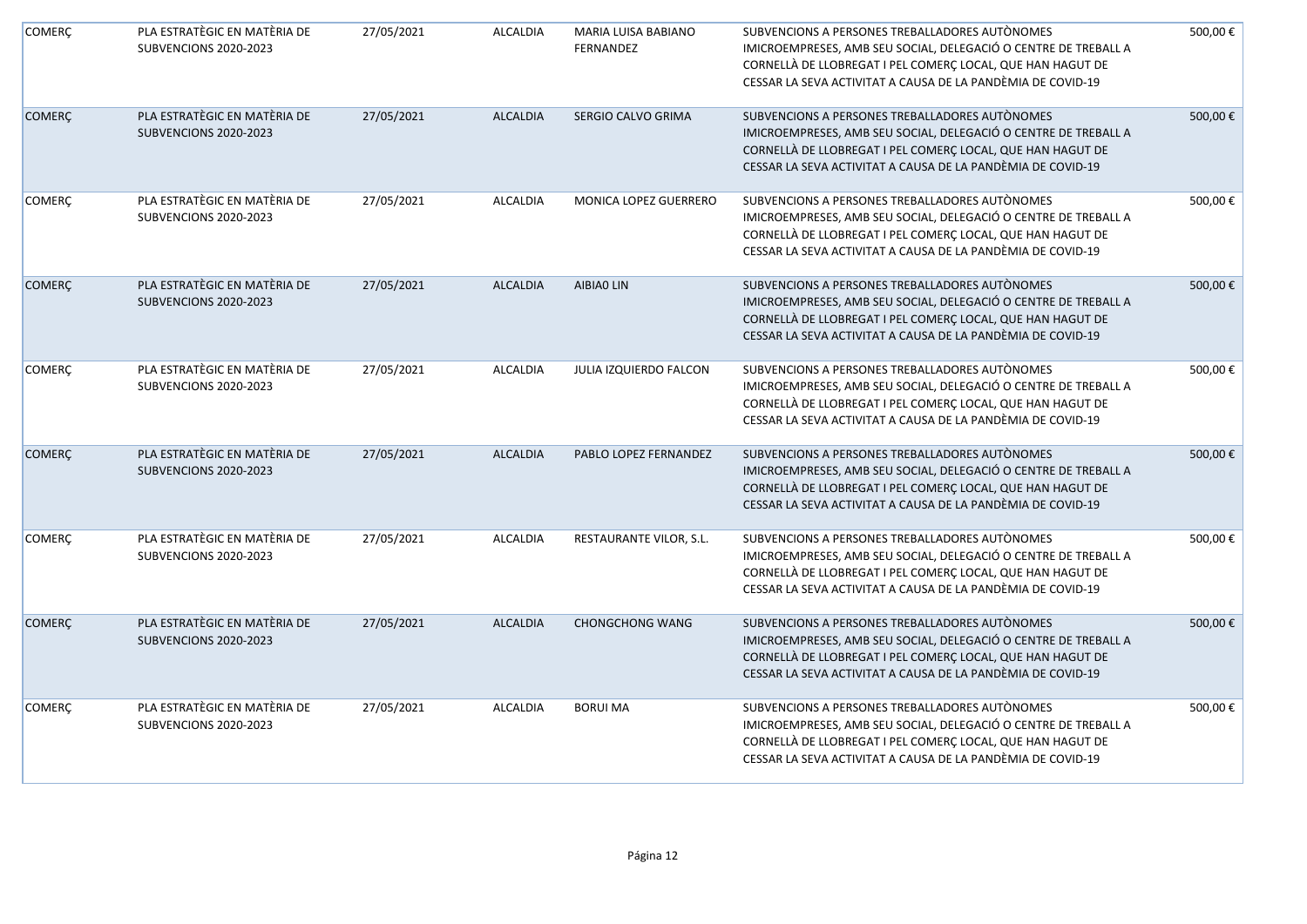| | | | | | | |
|---|---|---|---|---|---|---|
| COMERÇ | PLA ESTRATÈGIC EN MATÈRIA DE SUBVENCIONS 2020-2023 | 27/05/2021 | ALCALDIA | MARIA LUISA BABIANO FERNANDEZ | SUBVENCIONS A PERSONES TREBALLADORES AUTÒNOMES IMICROEMPRESES, AMB SEU SOCIAL, DELEGACIÓ O CENTRE DE TREBALL A CORNELLÀ DE LLOBREGAT I PEL COMERÇ LOCAL, QUE HAN HAGUT DE CESSAR LA SEVA ACTIVITAT A CAUSA DE LA PANDÈMIA DE COVID-19 | 500,00 € |
| COMERÇ | PLA ESTRATÈGIC EN MATÈRIA DE SUBVENCIONS 2020-2023 | 27/05/2021 | ALCALDIA | SERGIO CALVO GRIMA | SUBVENCIONS A PERSONES TREBALLADORES AUTÒNOMES IMICROEMPRESES, AMB SEU SOCIAL, DELEGACIÓ O CENTRE DE TREBALL A CORNELLÀ DE LLOBREGAT I PEL COMERÇ LOCAL, QUE HAN HAGUT DE CESSAR LA SEVA ACTIVITAT A CAUSA DE LA PANDÈMIA DE COVID-19 | 500,00 € |
| COMERÇ | PLA ESTRATÈGIC EN MATÈRIA DE SUBVENCIONS 2020-2023 | 27/05/2021 | ALCALDIA | MONICA LOPEZ GUERRERO | SUBVENCIONS A PERSONES TREBALLADORES AUTÒNOMES IMICROEMPRESES, AMB SEU SOCIAL, DELEGACIÓ O CENTRE DE TREBALL A CORNELLÀ DE LLOBREGAT I PEL COMERÇ LOCAL, QUE HAN HAGUT DE CESSAR LA SEVA ACTIVITAT A CAUSA DE LA PANDÈMIA DE COVID-19 | 500,00 € |
| COMERÇ | PLA ESTRATÈGIC EN MATÈRIA DE SUBVENCIONS 2020-2023 | 27/05/2021 | ALCALDIA | AIBIAO LIN | SUBVENCIONS A PERSONES TREBALLADORES AUTÒNOMES IMICROEMPRESES, AMB SEU SOCIAL, DELEGACIÓ O CENTRE DE TREBALL A CORNELLÀ DE LLOBREGAT I PEL COMERÇ LOCAL, QUE HAN HAGUT DE CESSAR LA SEVA ACTIVITAT A CAUSA DE LA PANDÈMIA DE COVID-19 | 500,00 € |
| COMERÇ | PLA ESTRATÈGIC EN MATÈRIA DE SUBVENCIONS 2020-2023 | 27/05/2021 | ALCALDIA | JULIA IZQUIERDO FALCON | SUBVENCIONS A PERSONES TREBALLADORES AUTÒNOMES IMICROEMPRESES, AMB SEU SOCIAL, DELEGACIÓ O CENTRE DE TREBALL A CORNELLÀ DE LLOBREGAT I PEL COMERÇ LOCAL, QUE HAN HAGUT DE CESSAR LA SEVA ACTIVITAT A CAUSA DE LA PANDÈMIA DE COVID-19 | 500,00 € |
| COMERÇ | PLA ESTRATÈGIC EN MATÈRIA DE SUBVENCIONS 2020-2023 | 27/05/2021 | ALCALDIA | PABLO LOPEZ FERNANDEZ | SUBVENCIONS A PERSONES TREBALLADORES AUTÒNOMES IMICROEMPRESES, AMB SEU SOCIAL, DELEGACIÓ O CENTRE DE TREBALL A CORNELLÀ DE LLOBREGAT I PEL COMERÇ LOCAL, QUE HAN HAGUT DE CESSAR LA SEVA ACTIVITAT A CAUSA DE LA PANDÈMIA DE COVID-19 | 500,00 € |
| COMERÇ | PLA ESTRATÈGIC EN MATÈRIA DE SUBVENCIONS 2020-2023 | 27/05/2021 | ALCALDIA | RESTAURANTE VILOR, S.L. | SUBVENCIONS A PERSONES TREBALLADORES AUTÒNOMES IMICROEMPRESES, AMB SEU SOCIAL, DELEGACIÓ O CENTRE DE TREBALL A CORNELLÀ DE LLOBREGAT I PEL COMERÇ LOCAL, QUE HAN HAGUT DE CESSAR LA SEVA ACTIVITAT A CAUSA DE LA PANDÈMIA DE COVID-19 | 500,00 € |
| COMERÇ | PLA ESTRATÈGIC EN MATÈRIA DE SUBVENCIONS 2020-2023 | 27/05/2021 | ALCALDIA | CHONGCHONG WANG | SUBVENCIONS A PERSONES TREBALLADORES AUTÒNOMES IMICROEMPRESES, AMB SEU SOCIAL, DELEGACIÓ O CENTRE DE TREBALL A CORNELLÀ DE LLOBREGAT I PEL COMERÇ LOCAL, QUE HAN HAGUT DE CESSAR LA SEVA ACTIVITAT A CAUSA DE LA PANDÈMIA DE COVID-19 | 500,00 € |
| COMERÇ | PLA ESTRATÈGIC EN MATÈRIA DE SUBVENCIONS 2020-2023 | 27/05/2021 | ALCALDIA | BORUI MA | SUBVENCIONS A PERSONES TREBALLADORES AUTÒNOMES IMICROEMPRESES, AMB SEU SOCIAL, DELEGACIÓ O CENTRE DE TREBALL A CORNELLÀ DE LLOBREGAT I PEL COMERÇ LOCAL, QUE HAN HAGUT DE CESSAR LA SEVA ACTIVITAT A CAUSA DE LA PANDÈMIA DE COVID-19 | 500,00 € |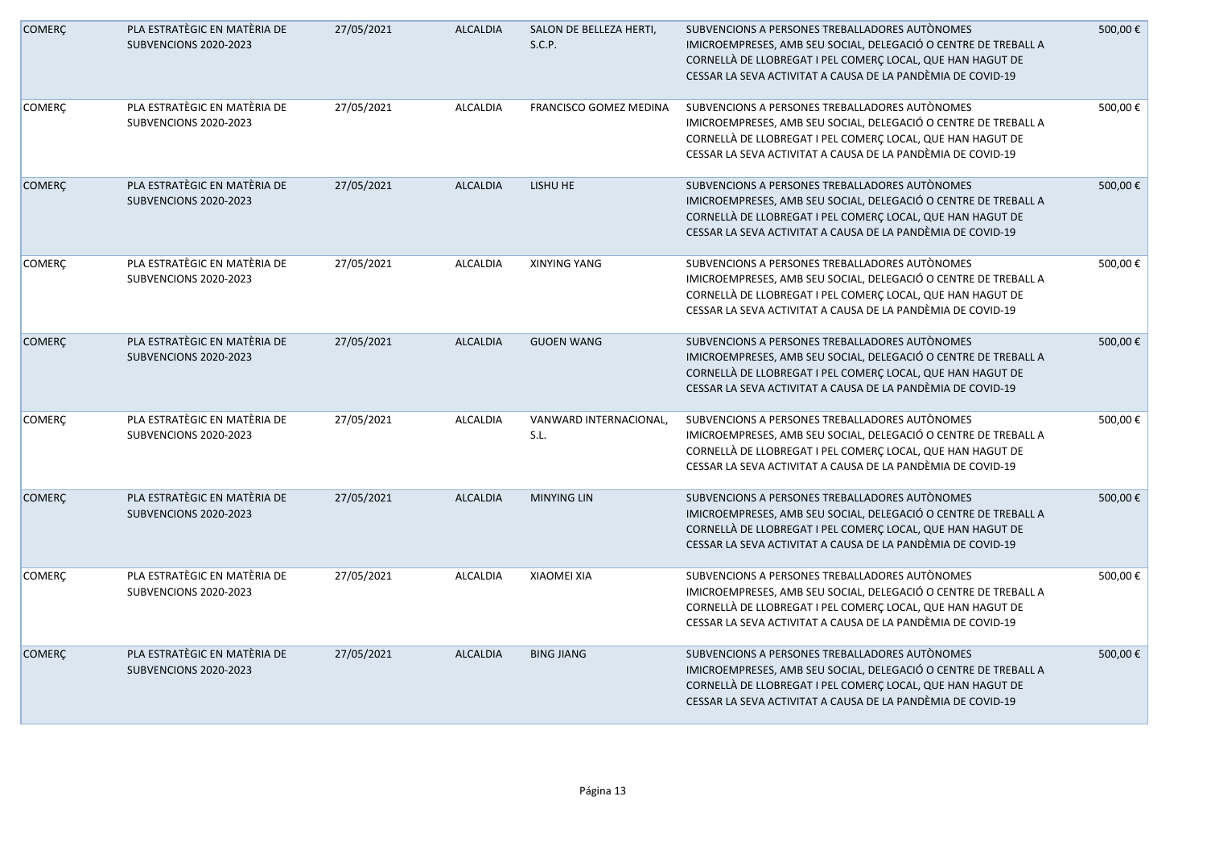| COMERÇ | PLA ESTRATÈGIC EN MATÈRIA DE SUBVENCIONS 2020-2023 | 27/05/2021 | ALCALDIA | SALON DE BELLEZA HERTI, S.C.P. | SUBVENCIONS A PERSONES TREBALLADORES AUTÒNOMES IMICROEMPRESES, AMB SEU SOCIAL, DELEGACIÓ O CENTRE DE TREBALL A CORNELLÀ DE LLOBREGAT I PEL COMERÇ LOCAL, QUE HAN HAGUT DE CESSAR LA SEVA ACTIVITAT A CAUSA DE LA PANDÈMIA DE COVID-19 | 500,00 € |
|---|---|---|---|---|---|---|
| COMERÇ | PLA ESTRATÈGIC EN MATÈRIA DE SUBVENCIONS 2020-2023 | 27/05/2021 | ALCALDIA | FRANCISCO GOMEZ MEDINA | SUBVENCIONS A PERSONES TREBALLADORES AUTÒNOMES IMICROEMPRESES, AMB SEU SOCIAL, DELEGACIÓ O CENTRE DE TREBALL A CORNELLÀ DE LLOBREGAT I PEL COMERÇ LOCAL, QUE HAN HAGUT DE CESSAR LA SEVA ACTIVITAT A CAUSA DE LA PANDÈMIA DE COVID-19 | 500,00 € |
| COMERÇ | PLA ESTRATÈGIC EN MATÈRIA DE SUBVENCIONS 2020-2023 | 27/05/2021 | ALCALDIA | LISHU HE | SUBVENCIONS A PERSONES TREBALLADORES AUTÒNOMES IMICROEMPRESES, AMB SEU SOCIAL, DELEGACIÓ O CENTRE DE TREBALL A CORNELLÀ DE LLOBREGAT I PEL COMERÇ LOCAL, QUE HAN HAGUT DE CESSAR LA SEVA ACTIVITAT A CAUSA DE LA PANDÈMIA DE COVID-19 | 500,00 € |
| COMERÇ | PLA ESTRATÈGIC EN MATÈRIA DE SUBVENCIONS 2020-2023 | 27/05/2021 | ALCALDIA | XINYING YANG | SUBVENCIONS A PERSONES TREBALLADORES AUTÒNOMES IMICROEMPRESES, AMB SEU SOCIAL, DELEGACIÓ O CENTRE DE TREBALL A CORNELLÀ DE LLOBREGAT I PEL COMERÇ LOCAL, QUE HAN HAGUT DE CESSAR LA SEVA ACTIVITAT A CAUSA DE LA PANDÈMIA DE COVID-19 | 500,00 € |
| COMERÇ | PLA ESTRATÈGIC EN MATÈRIA DE SUBVENCIONS 2020-2023 | 27/05/2021 | ALCALDIA | GUOEN WANG | SUBVENCIONS A PERSONES TREBALLADORES AUTÒNOMES IMICROEMPRESES, AMB SEU SOCIAL, DELEGACIÓ O CENTRE DE TREBALL A CORNELLÀ DE LLOBREGAT I PEL COMERÇ LOCAL, QUE HAN HAGUT DE CESSAR LA SEVA ACTIVITAT A CAUSA DE LA PANDÈMIA DE COVID-19 | 500,00 € |
| COMERÇ | PLA ESTRATÈGIC EN MATÈRIA DE SUBVENCIONS 2020-2023 | 27/05/2021 | ALCALDIA | VANWARD INTERNACIONAL, S.L. | SUBVENCIONS A PERSONES TREBALLADORES AUTÒNOMES IMICROEMPRESES, AMB SEU SOCIAL, DELEGACIÓ O CENTRE DE TREBALL A CORNELLÀ DE LLOBREGAT I PEL COMERÇ LOCAL, QUE HAN HAGUT DE CESSAR LA SEVA ACTIVITAT A CAUSA DE LA PANDÈMIA DE COVID-19 | 500,00 € |
| COMERÇ | PLA ESTRATÈGIC EN MATÈRIA DE SUBVENCIONS 2020-2023 | 27/05/2021 | ALCALDIA | MINYING LIN | SUBVENCIONS A PERSONES TREBALLADORES AUTÒNOMES IMICROEMPRESES, AMB SEU SOCIAL, DELEGACIÓ O CENTRE DE TREBALL A CORNELLÀ DE LLOBREGAT I PEL COMERÇ LOCAL, QUE HAN HAGUT DE CESSAR LA SEVA ACTIVITAT A CAUSA DE LA PANDÈMIA DE COVID-19 | 500,00 € |
| COMERÇ | PLA ESTRATÈGIC EN MATÈRIA DE SUBVENCIONS 2020-2023 | 27/05/2021 | ALCALDIA | XIAOMEI XIA | SUBVENCIONS A PERSONES TREBALLADORES AUTÒNOMES IMICROEMPRESES, AMB SEU SOCIAL, DELEGACIÓ O CENTRE DE TREBALL A CORNELLÀ DE LLOBREGAT I PEL COMERÇ LOCAL, QUE HAN HAGUT DE CESSAR LA SEVA ACTIVITAT A CAUSA DE LA PANDÈMIA DE COVID-19 | 500,00 € |
| COMERÇ | PLA ESTRATÈGIC EN MATÈRIA DE SUBVENCIONS 2020-2023 | 27/05/2021 | ALCALDIA | BING JIANG | SUBVENCIONS A PERSONES TREBALLADORES AUTÒNOMES IMICROEMPRESES, AMB SEU SOCIAL, DELEGACIÓ O CENTRE DE TREBALL A CORNELLÀ DE LLOBREGAT I PEL COMERÇ LOCAL, QUE HAN HAGUT DE CESSAR LA SEVA ACTIVITAT A CAUSA DE LA PANDÈMIA DE COVID-19 | 500,00 € |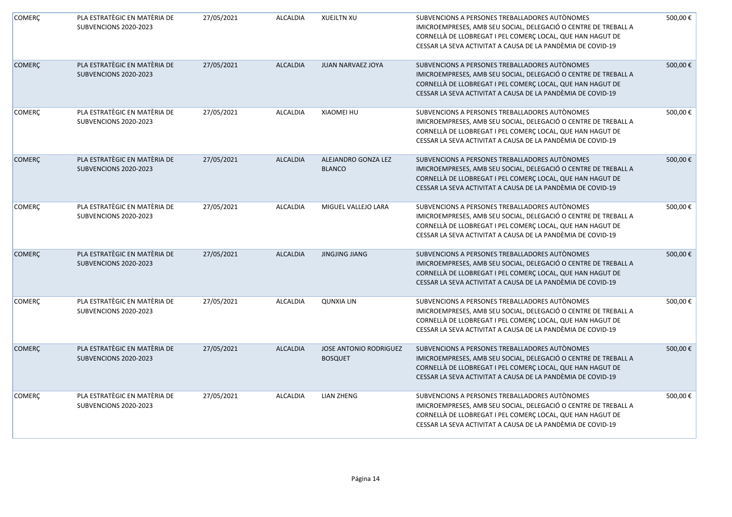| COMERÇ | PLA ESTRATÈGIC EN MATÈRIA DE SUBVENCIONS 2020-2023 | 27/05/2021 | ALCALDIA | XUEJLTN XU | SUBVENCIONS A PERSONES TREBALLADORES AUTÒNOMES IMICROEMPRESES, AMB SEU SOCIAL, DELEGACIÓ O CENTRE DE TREBALL A CORNELLÀ DE LLOBREGAT I PEL COMERÇ LOCAL, QUE HAN HAGUT DE CESSAR LA SEVA ACTIVITAT A CAUSA DE LA PANDÈMIA DE COVID-19 | 500,00 € |
|---|---|---|---|---|---|---|
| COMERÇ | PLA ESTRATÈGIC EN MATÈRIA DE SUBVENCIONS 2020-2023 | 27/05/2021 | ALCALDIA | JUAN NARVAEZ JOYA | SUBVENCIONS A PERSONES TREBALLADORES AUTÒNOMES IMICROEMPRESES, AMB SEU SOCIAL, DELEGACIÓ O CENTRE DE TREBALL A CORNELLÀ DE LLOBREGAT I PEL COMERÇ LOCAL, QUE HAN HAGUT DE CESSAR LA SEVA ACTIVITAT A CAUSA DE LA PANDÈMIA DE COVID-19 | 500,00 € |
| COMERÇ | PLA ESTRATÈGIC EN MATÈRIA DE SUBVENCIONS 2020-2023 | 27/05/2021 | ALCALDIA | XIAOMEI HU | SUBVENCIONS A PERSONES TREBALLADORES AUTÒNOMES IMICROEMPRESES, AMB SEU SOCIAL, DELEGACIÓ O CENTRE DE TREBALL A CORNELLÀ DE LLOBREGAT I PEL COMERÇ LOCAL, QUE HAN HAGUT DE CESSAR LA SEVA ACTIVITAT A CAUSA DE LA PANDÈMIA DE COVID-19 | 500,00 € |
| COMERÇ | PLA ESTRATÈGIC EN MATÈRIA DE SUBVENCIONS 2020-2023 | 27/05/2021 | ALCALDIA | ALEJANDRO GONZA LEZ BLANCO | SUBVENCIONS A PERSONES TREBALLADORES AUTÒNOMES IMICROEMPRESES, AMB SEU SOCIAL, DELEGACIÓ O CENTRE DE TREBALL A CORNELLÀ DE LLOBREGAT I PEL COMERÇ LOCAL, QUE HAN HAGUT DE CESSAR LA SEVA ACTIVITAT A CAUSA DE LA PANDÈMIA DE COVID-19 | 500,00 € |
| COMERÇ | PLA ESTRATÈGIC EN MATÈRIA DE SUBVENCIONS 2020-2023 | 27/05/2021 | ALCALDIA | MIGUEL VALLEJO LARA | SUBVENCIONS A PERSONES TREBALLADORES AUTÒNOMES IMICROEMPRESES, AMB SEU SOCIAL, DELEGACIÓ O CENTRE DE TREBALL A CORNELLÀ DE LLOBREGAT I PEL COMERÇ LOCAL, QUE HAN HAGUT DE CESSAR LA SEVA ACTIVITAT A CAUSA DE LA PANDÈMIA DE COVID-19 | 500,00 € |
| COMERÇ | PLA ESTRATÈGIC EN MATÈRIA DE SUBVENCIONS 2020-2023 | 27/05/2021 | ALCALDIA | JINGJING JIANG | SUBVENCIONS A PERSONES TREBALLADORES AUTÒNOMES IMICROEMPRESES, AMB SEU SOCIAL, DELEGACIÓ O CENTRE DE TREBALL A CORNELLÀ DE LLOBREGAT I PEL COMERÇ LOCAL, QUE HAN HAGUT DE CESSAR LA SEVA ACTIVITAT A CAUSA DE LA PANDÈMIA DE COVID-19 | 500,00 € |
| COMERÇ | PLA ESTRATÈGIC EN MATÈRIA DE SUBVENCIONS 2020-2023 | 27/05/2021 | ALCALDIA | QUNXIA LIN | SUBVENCIONS A PERSONES TREBALLADORES AUTÒNOMES IMICROEMPRESES, AMB SEU SOCIAL, DELEGACIÓ O CENTRE DE TREBALL A CORNELLÀ DE LLOBREGAT I PEL COMERÇ LOCAL, QUE HAN HAGUT DE CESSAR LA SEVA ACTIVITAT A CAUSA DE LA PANDÈMIA DE COVID-19 | 500,00 € |
| COMERÇ | PLA ESTRATÈGIC EN MATÈRIA DE SUBVENCIONS 2020-2023 | 27/05/2021 | ALCALDIA | JOSE ANTONIO RODRIGUEZ BOSQUET | SUBVENCIONS A PERSONES TREBALLADORES AUTÒNOMES IMICROEMPRESES, AMB SEU SOCIAL, DELEGACIÓ O CENTRE DE TREBALL A CORNELLÀ DE LLOBREGAT I PEL COMERÇ LOCAL, QUE HAN HAGUT DE CESSAR LA SEVA ACTIVITAT A CAUSA DE LA PANDÈMIA DE COVID-19 | 500,00 € |
| COMERÇ | PLA ESTRATÈGIC EN MATÈRIA DE SUBVENCIONS 2020-2023 | 27/05/2021 | ALCALDIA | LIAN ZHENG | SUBVENCIONS A PERSONES TREBALLADORES AUTÒNOMES IMICROEMPRESES, AMB SEU SOCIAL, DELEGACIÓ O CENTRE DE TREBALL A CORNELLÀ DE LLOBREGAT I PEL COMERÇ LOCAL, QUE HAN HAGUT DE CESSAR LA SEVA ACTIVITAT A CAUSA DE LA PANDÈMIA DE COVID-19 | 500,00 € |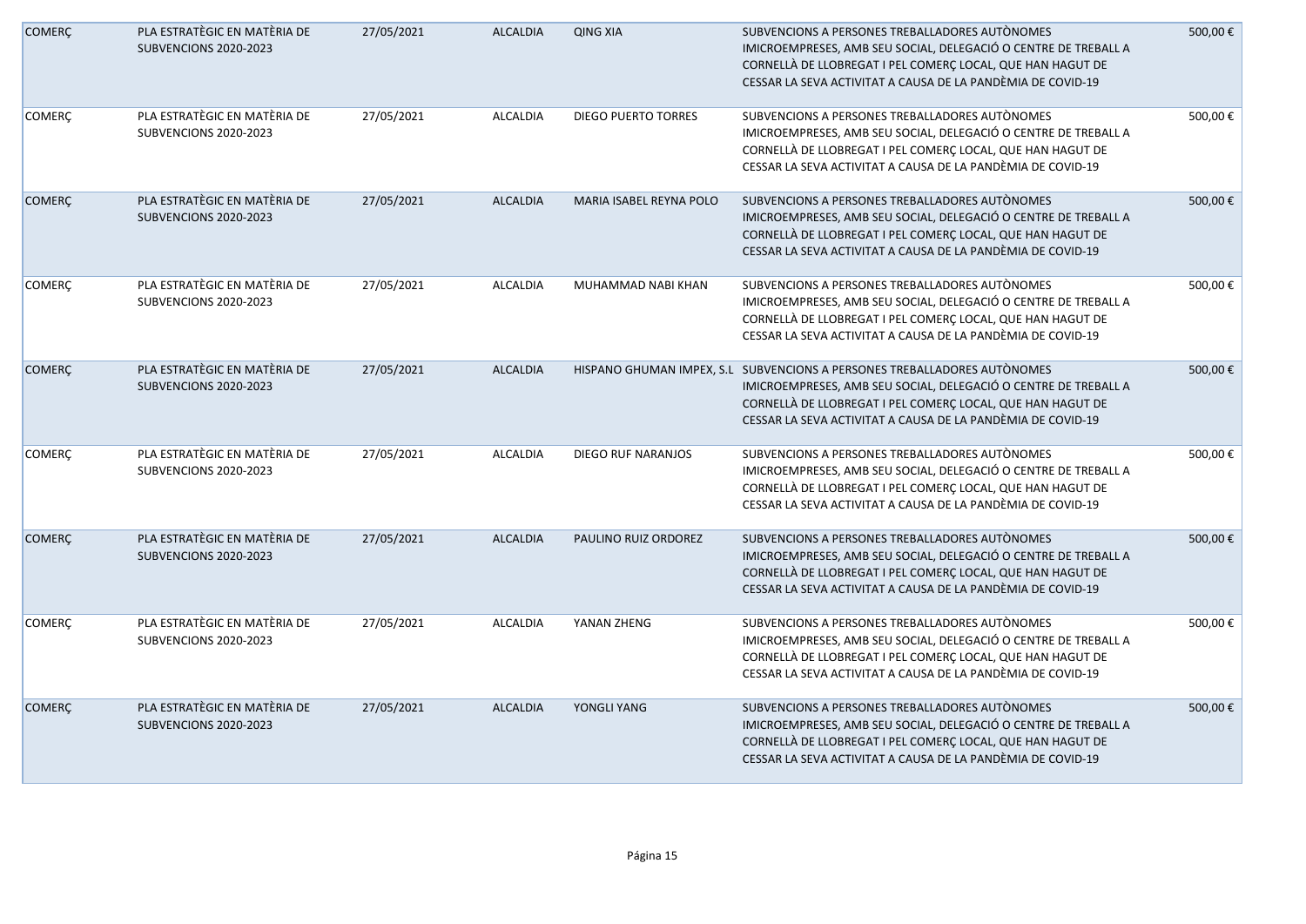| | | | | | | |
|---|---|---|---|---|---|---|
| COMERÇ | PLA ESTRATÈGIC EN MATÈRIA DE SUBVENCIONS 2020-2023 | 27/05/2021 | ALCALDIA | QING XIA | SUBVENCIONS A PERSONES TREBALLADORES AUTÒNOMES IMICROEMPRESES, AMB SEU SOCIAL, DELEGACIÓ O CENTRE DE TREBALL A CORNELLÀ DE LLOBREGAT I PEL COMERÇ LOCAL, QUE HAN HAGUT DE CESSAR LA SEVA ACTIVITAT A CAUSA DE LA PANDÈMIA DE COVID-19 | 500,00 € |
| COMERÇ | PLA ESTRATÈGIC EN MATÈRIA DE SUBVENCIONS 2020-2023 | 27/05/2021 | ALCALDIA | DIEGO PUERTO TORRES | SUBVENCIONS A PERSONES TREBALLADORES AUTÒNOMES IMICROEMPRESES, AMB SEU SOCIAL, DELEGACIÓ O CENTRE DE TREBALL A CORNELLÀ DE LLOBREGAT I PEL COMERÇ LOCAL, QUE HAN HAGUT DE CESSAR LA SEVA ACTIVITAT A CAUSA DE LA PANDÈMIA DE COVID-19 | 500,00 € |
| COMERÇ | PLA ESTRATÈGIC EN MATÈRIA DE SUBVENCIONS 2020-2023 | 27/05/2021 | ALCALDIA | MARIA ISABEL REYNA POLO | SUBVENCIONS A PERSONES TREBALLADORES AUTÒNOMES IMICROEMPRESES, AMB SEU SOCIAL, DELEGACIÓ O CENTRE DE TREBALL A CORNELLÀ DE LLOBREGAT I PEL COMERÇ LOCAL, QUE HAN HAGUT DE CESSAR LA SEVA ACTIVITAT A CAUSA DE LA PANDÈMIA DE COVID-19 | 500,00 € |
| COMERÇ | PLA ESTRATÈGIC EN MATÈRIA DE SUBVENCIONS 2020-2023 | 27/05/2021 | ALCALDIA | MUHAMMAD NABI KHAN | SUBVENCIONS A PERSONES TREBALLADORES AUTÒNOMES IMICROEMPRESES, AMB SEU SOCIAL, DELEGACIÓ O CENTRE DE TREBALL A CORNELLÀ DE LLOBREGAT I PEL COMERÇ LOCAL, QUE HAN HAGUT DE CESSAR LA SEVA ACTIVITAT A CAUSA DE LA PANDÈMIA DE COVID-19 | 500,00 € |
| COMERÇ | PLA ESTRATÈGIC EN MATÈRIA DE SUBVENCIONS 2020-2023 | 27/05/2021 | ALCALDIA | HISPANO GHUMAN IMPEX, S.L | SUBVENCIONS A PERSONES TREBALLADORES AUTÒNOMES IMICROEMPRESES, AMB SEU SOCIAL, DELEGACIÓ O CENTRE DE TREBALL A CORNELLÀ DE LLOBREGAT I PEL COMERÇ LOCAL, QUE HAN HAGUT DE CESSAR LA SEVA ACTIVITAT A CAUSA DE LA PANDÈMIA DE COVID-19 | 500,00 € |
| COMERÇ | PLA ESTRATÈGIC EN MATÈRIA DE SUBVENCIONS 2020-2023 | 27/05/2021 | ALCALDIA | DIEGO RUF NARANJOS | SUBVENCIONS A PERSONES TREBALLADORES AUTÒNOMES IMICROEMPRESES, AMB SEU SOCIAL, DELEGACIÓ O CENTRE DE TREBALL A CORNELLÀ DE LLOBREGAT I PEL COMERÇ LOCAL, QUE HAN HAGUT DE CESSAR LA SEVA ACTIVITAT A CAUSA DE LA PANDÈMIA DE COVID-19 | 500,00 € |
| COMERÇ | PLA ESTRATÈGIC EN MATÈRIA DE SUBVENCIONS 2020-2023 | 27/05/2021 | ALCALDIA | PAULINO RUIZ ORDOREZ | SUBVENCIONS A PERSONES TREBALLADORES AUTÒNOMES IMICROEMPRESES, AMB SEU SOCIAL, DELEGACIÓ O CENTRE DE TREBALL A CORNELLÀ DE LLOBREGAT I PEL COMERÇ LOCAL, QUE HAN HAGUT DE CESSAR LA SEVA ACTIVITAT A CAUSA DE LA PANDÈMIA DE COVID-19 | 500,00 € |
| COMERÇ | PLA ESTRATÈGIC EN MATÈRIA DE SUBVENCIONS 2020-2023 | 27/05/2021 | ALCALDIA | YANAN ZHENG | SUBVENCIONS A PERSONES TREBALLADORES AUTÒNOMES IMICROEMPRESES, AMB SEU SOCIAL, DELEGACIÓ O CENTRE DE TREBALL A CORNELLÀ DE LLOBREGAT I PEL COMERÇ LOCAL, QUE HAN HAGUT DE CESSAR LA SEVA ACTIVITAT A CAUSA DE LA PANDÈMIA DE COVID-19 | 500,00 € |
| COMERÇ | PLA ESTRATÈGIC EN MATÈRIA DE SUBVENCIONS 2020-2023 | 27/05/2021 | ALCALDIA | YONGLI YANG | SUBVENCIONS A PERSONES TREBALLADORES AUTÒNOMES IMICROEMPRESES, AMB SEU SOCIAL, DELEGACIÓ O CENTRE DE TREBALL A CORNELLÀ DE LLOBREGAT I PEL COMERÇ LOCAL, QUE HAN HAGUT DE CESSAR LA SEVA ACTIVITAT A CAUSA DE LA PANDÈMIA DE COVID-19 | 500,00 € |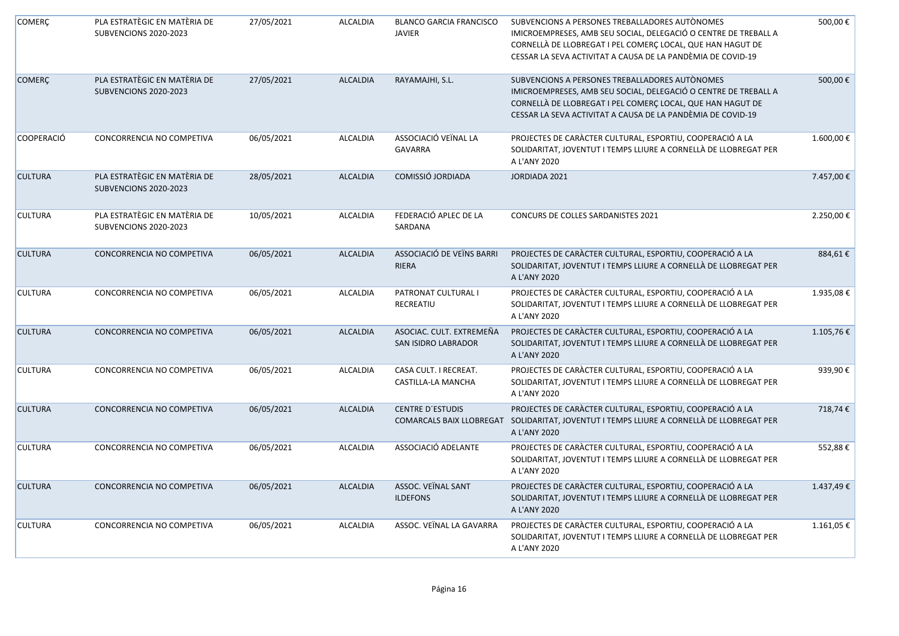| COMERÇ | PLA ESTRATÈGIC EN MATÈRIA DE SUBVENCIONS 2020-2023 | 27/05/2021 | ALCALDIA | BLANCO GARCIA FRANCISCO JAVIER | SUBVENCIONS A PERSONES TREBALLADORES AUTÒNOMES IMICROEMPRESES, AMB SEU SOCIAL, DELEGACIÓ O CENTRE DE TREBALL A CORNELLÀ DE LLOBREGAT I PEL COMERÇ LOCAL, QUE HAN HAGUT DE CESSAR LA SEVA ACTIVITAT A CAUSA DE LA PANDÈMIA DE COVID-19 | 500,00 € |
|---|---|---|---|---|---|---|
| COMERÇ | PLA ESTRATÈGIC EN MATÈRIA DE SUBVENCIONS 2020-2023 | 27/05/2021 | ALCALDIA | RAYAMAJHI, S.L. | SUBVENCIONS A PERSONES TREBALLADORES AUTÒNOMES IMICROEMPRESES, AMB SEU SOCIAL, DELEGACIÓ O CENTRE DE TREBALL A CORNELLÀ DE LLOBREGAT I PEL COMERÇ LOCAL, QUE HAN HAGUT DE CESSAR LA SEVA ACTIVITAT A CAUSA DE LA PANDÈMIA DE COVID-19 | 500,00 € |
| COOPERACIÓ | CONCORRENCIA NO COMPETIVA | 06/05/2021 | ALCALDIA | ASSOCIACIÓ VEÏNAL LA GAVARRA | PROJECTES DE CARÀCTER CULTURAL, ESPORTIU, COOPERACIÓ A LA SOLIDARITAT, JOVENTUT I TEMPS LLIURE A CORNELLÀ DE LLOBREGAT PER A L'ANY 2020 | 1.600,00 € |
| CULTURA | PLA ESTRATÈGIC EN MATÈRIA DE SUBVENCIONS 2020-2023 | 28/05/2021 | ALCALDIA | COMISSIÓ JORDIADA | JORDIADA 2021 | 7.457,00 € |
| CULTURA | PLA ESTRATÈGIC EN MATÈRIA DE SUBVENCIONS 2020-2023 | 10/05/2021 | ALCALDIA | FEDERACIÓ APLEC DE LA SARDANA | CONCURS DE COLLES SARDANISTES 2021 | 2.250,00 € |
| CULTURA | CONCORRENCIA NO COMPETIVA | 06/05/2021 | ALCALDIA | ASSOCIACIÓ DE VEÏNS BARRI RIERA | PROJECTES DE CARÀCTER CULTURAL, ESPORTIU, COOPERACIÓ A LA SOLIDARITAT, JOVENTUT I TEMPS LLIURE A CORNELLÀ DE LLOBREGAT PER A L'ANY 2020 | 884,61 € |
| CULTURA | CONCORRENCIA NO COMPETIVA | 06/05/2021 | ALCALDIA | PATRONAT CULTURAL I RECREATIU | PROJECTES DE CARÀCTER CULTURAL, ESPORTIU, COOPERACIÓ A LA SOLIDARITAT, JOVENTUT I TEMPS LLIURE A CORNELLÀ DE LLOBREGAT PER A L'ANY 2020 | 1.935,08 € |
| CULTURA | CONCORRENCIA NO COMPETIVA | 06/05/2021 | ALCALDIA | ASOCIAC. CULT. EXTREMEÑA SAN ISIDRO LABRADOR | PROJECTES DE CARÀCTER CULTURAL, ESPORTIU, COOPERACIÓ A LA SOLIDARITAT, JOVENTUT I TEMPS LLIURE A CORNELLÀ DE LLOBREGAT PER A L'ANY 2020 | 1.105,76 € |
| CULTURA | CONCORRENCIA NO COMPETIVA | 06/05/2021 | ALCALDIA | CASA CULT. I RECREAT. CASTILLA-LA MANCHA | PROJECTES DE CARÀCTER CULTURAL, ESPORTIU, COOPERACIÓ A LA SOLIDARITAT, JOVENTUT I TEMPS LLIURE A CORNELLÀ DE LLOBREGAT PER A L'ANY 2020 | 939,90 € |
| CULTURA | CONCORRENCIA NO COMPETIVA | 06/05/2021 | ALCALDIA | CENTRE D´ESTUDIS COMARCALS BAIX LLOBREGAT | PROJECTES DE CARÀCTER CULTURAL, ESPORTIU, COOPERACIÓ A LA SOLIDARITAT, JOVENTUT I TEMPS LLIURE A CORNELLÀ DE LLOBREGAT PER A L'ANY 2020 | 718,74 € |
| CULTURA | CONCORRENCIA NO COMPETIVA | 06/05/2021 | ALCALDIA | ASSOCIACIÓ ADELANTE | PROJECTES DE CARÀCTER CULTURAL, ESPORTIU, COOPERACIÓ A LA SOLIDARITAT, JOVENTUT I TEMPS LLIURE A CORNELLÀ DE LLOBREGAT PER A L'ANY 2020 | 552,88 € |
| CULTURA | CONCORRENCIA NO COMPETIVA | 06/05/2021 | ALCALDIA | ASSOC. VEÏNAL SANT ILDEFONS | PROJECTES DE CARÀCTER CULTURAL, ESPORTIU, COOPERACIÓ A LA SOLIDARITAT, JOVENTUT I TEMPS LLIURE A CORNELLÀ DE LLOBREGAT PER A L'ANY 2020 | 1.437,49 € |
| CULTURA | CONCORRENCIA NO COMPETIVA | 06/05/2021 | ALCALDIA | ASSOC. VEÏNAL LA GAVARRA | PROJECTES DE CARÀCTER CULTURAL, ESPORTIU, COOPERACIÓ A LA SOLIDARITAT, JOVENTUT I TEMPS LLIURE A CORNELLÀ DE LLOBREGAT PER A L'ANY 2020 | 1.161,05 € |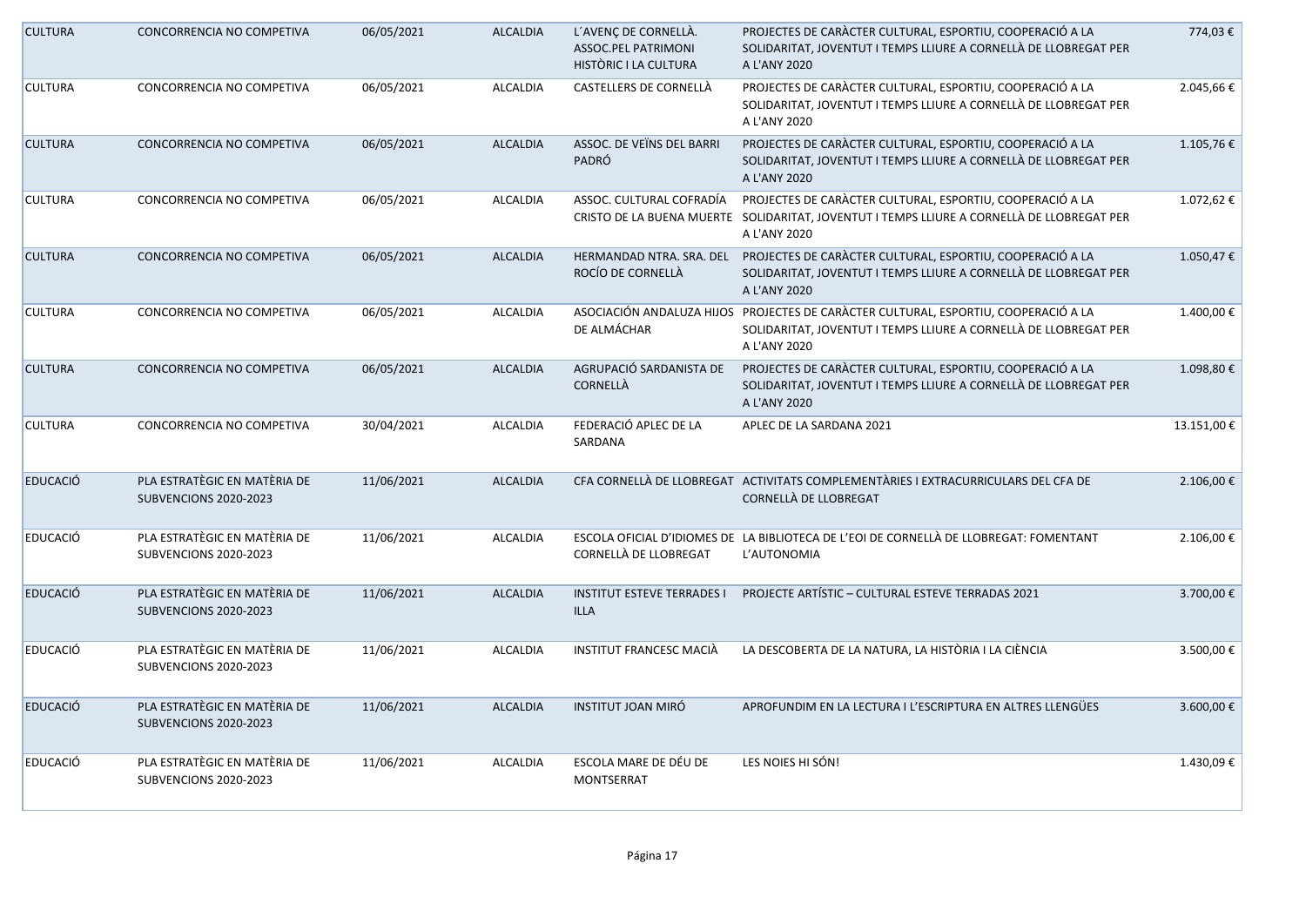| | | | | | | |
|---|---|---|---|---|---|---|
| CULTURA | CONCORRENCIA NO COMPETIVA | 06/05/2021 | ALCALDIA | L´AVENÇ DE CORNELLÀ. ASSOC.PEL PATRIMONI HISTÒRIC I LA CULTURA | PROJECTES DE CARÀCTER CULTURAL, ESPORTIU, COOPERACIÓ A LA SOLIDARITAT, JOVENTUT I TEMPS LLIURE A CORNELLÀ DE LLOBREGAT PER A L'ANY 2020 | 774,03 € |
| CULTURA | CONCORRENCIA NO COMPETIVA | 06/05/2021 | ALCALDIA | CASTELLERS DE CORNELLÀ | PROJECTES DE CARÀCTER CULTURAL, ESPORTIU, COOPERACIÓ A LA SOLIDARITAT, JOVENTUT I TEMPS LLIURE A CORNELLÀ DE LLOBREGAT PER A L'ANY 2020 | 2.045,66 € |
| CULTURA | CONCORRENCIA NO COMPETIVA | 06/05/2021 | ALCALDIA | ASSOC. DE VEÏNS DEL BARRI PADRÓ | PROJECTES DE CARÀCTER CULTURAL, ESPORTIU, COOPERACIÓ A LA SOLIDARITAT, JOVENTUT I TEMPS LLIURE A CORNELLÀ DE LLOBREGAT PER A L'ANY 2020 | 1.105,76 € |
| CULTURA | CONCORRENCIA NO COMPETIVA | 06/05/2021 | ALCALDIA | ASSOC. CULTURAL COFRADÍA CRISTO DE LA BUENA MUERTE | PROJECTES DE CARÀCTER CULTURAL, ESPORTIU, COOPERACIÓ A LA SOLIDARITAT, JOVENTUT I TEMPS LLIURE A CORNELLÀ DE LLOBREGAT PER A L'ANY 2020 | 1.072,62 € |
| CULTURA | CONCORRENCIA NO COMPETIVA | 06/05/2021 | ALCALDIA | HERMANDAD NTRA. SRA. DEL ROCÍO DE CORNELLÀ | PROJECTES DE CARÀCTER CULTURAL, ESPORTIU, COOPERACIÓ A LA SOLIDARITAT, JOVENTUT I TEMPS LLIURE A CORNELLÀ DE LLOBREGAT PER A L'ANY 2020 | 1.050,47 € |
| CULTURA | CONCORRENCIA NO COMPETIVA | 06/05/2021 | ALCALDIA | ASOCIACIÓN ANDALUZA HIJOS DE ALMÁCHAR | PROJECTES DE CARÀCTER CULTURAL, ESPORTIU, COOPERACIÓ A LA SOLIDARITAT, JOVENTUT I TEMPS LLIURE A CORNELLÀ DE LLOBREGAT PER A L'ANY 2020 | 1.400,00 € |
| CULTURA | CONCORRENCIA NO COMPETIVA | 06/05/2021 | ALCALDIA | AGRUPACIÓ SARDANISTA DE CORNELLÀ | PROJECTES DE CARÀCTER CULTURAL, ESPORTIU, COOPERACIÓ A LA SOLIDARITAT, JOVENTUT I TEMPS LLIURE A CORNELLÀ DE LLOBREGAT PER A L'ANY 2020 | 1.098,80 € |
| CULTURA | CONCORRENCIA NO COMPETIVA | 30/04/2021 | ALCALDIA | FEDERACIÓ APLEC DE LA SARDANA | APLEC DE LA SARDANA 2021 | 13.151,00 € |
| EDUCACIÓ | PLA ESTRATÈGIC EN MATÈRIA DE SUBVENCIONS 2020-2023 | 11/06/2021 | ALCALDIA | CFA CORNELLÀ DE LLOBREGAT | ACTIVITATS COMPLEMENTÀRIES I EXTRACURRICULARS DEL CFA DE CORNELLÀ DE LLOBREGAT | 2.106,00 € |
| EDUCACIÓ | PLA ESTRATÈGIC EN MATÈRIA DE SUBVENCIONS 2020-2023 | 11/06/2021 | ALCALDIA | ESCOLA OFICIAL D'IDIOMES DE CORNELLÀ DE LLOBREGAT | LA BIBLIOTECA DE L'EOI DE CORNELLÀ DE LLOBREGAT: FOMENTANT L'AUTONOMIA | 2.106,00 € |
| EDUCACIÓ | PLA ESTRATÈGIC EN MATÈRIA DE SUBVENCIONS 2020-2023 | 11/06/2021 | ALCALDIA | INSTITUT ESTEVE TERRADES I ILLA | PROJECTE ARTÍSTIC – CULTURAL ESTEVE TERRADAS 2021 | 3.700,00 € |
| EDUCACIÓ | PLA ESTRATÈGIC EN MATÈRIA DE SUBVENCIONS 2020-2023 | 11/06/2021 | ALCALDIA | INSTITUT FRANCESC MACIÀ | LA DESCOBERTA DE LA NATURA, LA HISTÒRIA I LA CIÈNCIA | 3.500,00 € |
| EDUCACIÓ | PLA ESTRATÈGIC EN MATÈRIA DE SUBVENCIONS 2020-2023 | 11/06/2021 | ALCALDIA | INSTITUT JOAN MIRÓ | APROFUNDIM EN LA LECTURA I L'ESCRIPTURA EN ALTRES LLENGÜES | 3.600,00 € |
| EDUCACIÓ | PLA ESTRATÈGIC EN MATÈRIA DE SUBVENCIONS 2020-2023 | 11/06/2021 | ALCALDIA | ESCOLA MARE DE DÉU DE MONTSERRAT | LES NOIES HI SÓN! | 1.430,09 € |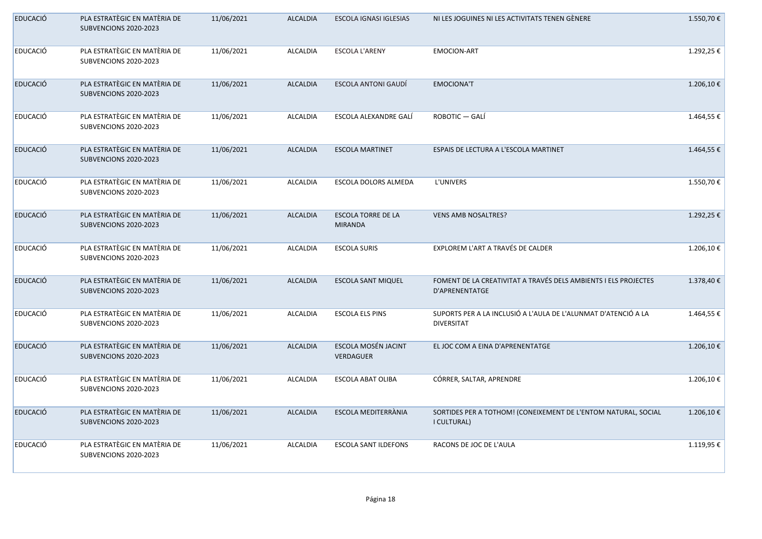| EDUCACIÓ | PLA ESTRATÈGIC EN MATÈRIA DE SUBVENCIONS 2020-2023 | 11/06/2021 | ALCALDIA | ESCOLA IGNASI IGLESIAS | NI LES JOGUINES NI LES ACTIVITATS TENEN GÈNERE | 1.550,70 € |
|---|---|---|---|---|---|---|
| EDUCACIÓ | PLA ESTRATÈGIC EN MATÈRIA DE SUBVENCIONS 2020-2023 | 11/06/2021 | ALCALDIA | ESCOLA L'ARENY | EMOCION-ART | 1.292,25 € |
| EDUCACIÓ | PLA ESTRATÈGIC EN MATÈRIA DE SUBVENCIONS 2020-2023 | 11/06/2021 | ALCALDIA | ESCOLA ANTONI GAUDÍ | EMOCIONA'T | 1.206,10 € |
| EDUCACIÓ | PLA ESTRATÈGIC EN MATÈRIA DE SUBVENCIONS 2020-2023 | 11/06/2021 | ALCALDIA | ESCOLA ALEXANDRE GALÍ | ROBOTIC — GALÍ | 1.464,55 € |
| EDUCACIÓ | PLA ESTRATÈGIC EN MATÈRIA DE SUBVENCIONS 2020-2023 | 11/06/2021 | ALCALDIA | ESCOLA MARTINET | ESPAIS DE LECTURA A L'ESCOLA MARTINET | 1.464,55 € |
| EDUCACIÓ | PLA ESTRATÈGIC EN MATÈRIA DE SUBVENCIONS 2020-2023 | 11/06/2021 | ALCALDIA | ESCOLA DOLORS ALMEDA | L'UNIVERS | 1.550,70 € |
| EDUCACIÓ | PLA ESTRATÈGIC EN MATÈRIA DE SUBVENCIONS 2020-2023 | 11/06/2021 | ALCALDIA | ESCOLA TORRE DE LA MIRANDA | VENS AMB NOSALTRES? | 1.292,25 € |
| EDUCACIÓ | PLA ESTRATÈGIC EN MATÈRIA DE SUBVENCIONS 2020-2023 | 11/06/2021 | ALCALDIA | ESCOLA SURIS | EXPLOREM L'ART A TRAVÉS DE CALDER | 1.206,10 € |
| EDUCACIÓ | PLA ESTRATÈGIC EN MATÈRIA DE SUBVENCIONS 2020-2023 | 11/06/2021 | ALCALDIA | ESCOLA SANT MIQUEL | FOMENT DE LA CREATIVITAT A TRAVÉS DELS AMBIENTS I ELS PROJECTES D'APRENENTATGE | 1.378,40 € |
| EDUCACIÓ | PLA ESTRATÈGIC EN MATÈRIA DE SUBVENCIONS 2020-2023 | 11/06/2021 | ALCALDIA | ESCOLA ELS PINS | SUPORTS PER A LA INCLUSIÓ A L'AULA DE L'ALUMNAT D'ATENCIÓ A LA DIVERSITAT | 1.464,55 € |
| EDUCACIÓ | PLA ESTRATÈGIC EN MATÈRIA DE SUBVENCIONS 2020-2023 | 11/06/2021 | ALCALDIA | ESCOLA MOSÉN JACINT VERDAGUER | EL JOC COM A EINA D'APRENENTATGE | 1.206,10 € |
| EDUCACIÓ | PLA ESTRATÈGIC EN MATÈRIA DE SUBVENCIONS 2020-2023 | 11/06/2021 | ALCALDIA | ESCOLA ABAT OLIBA | CÓRRER, SALTAR, APRENDRE | 1.206,10 € |
| EDUCACIÓ | PLA ESTRATÈGIC EN MATÈRIA DE SUBVENCIONS 2020-2023 | 11/06/2021 | ALCALDIA | ESCOLA MEDITERRÀNIA | SORTIDES PER A TOTHOM! (CONEIXEMENT DE L'ENTOM NATURAL, SOCIAL I CULTURAL) | 1.206,10 € |
| EDUCACIÓ | PLA ESTRATÈGIC EN MATÈRIA DE SUBVENCIONS 2020-2023 | 11/06/2021 | ALCALDIA | ESCOLA SANT ILDEFONS | RACONS DE JOC DE L'AULA | 1.119,95 € |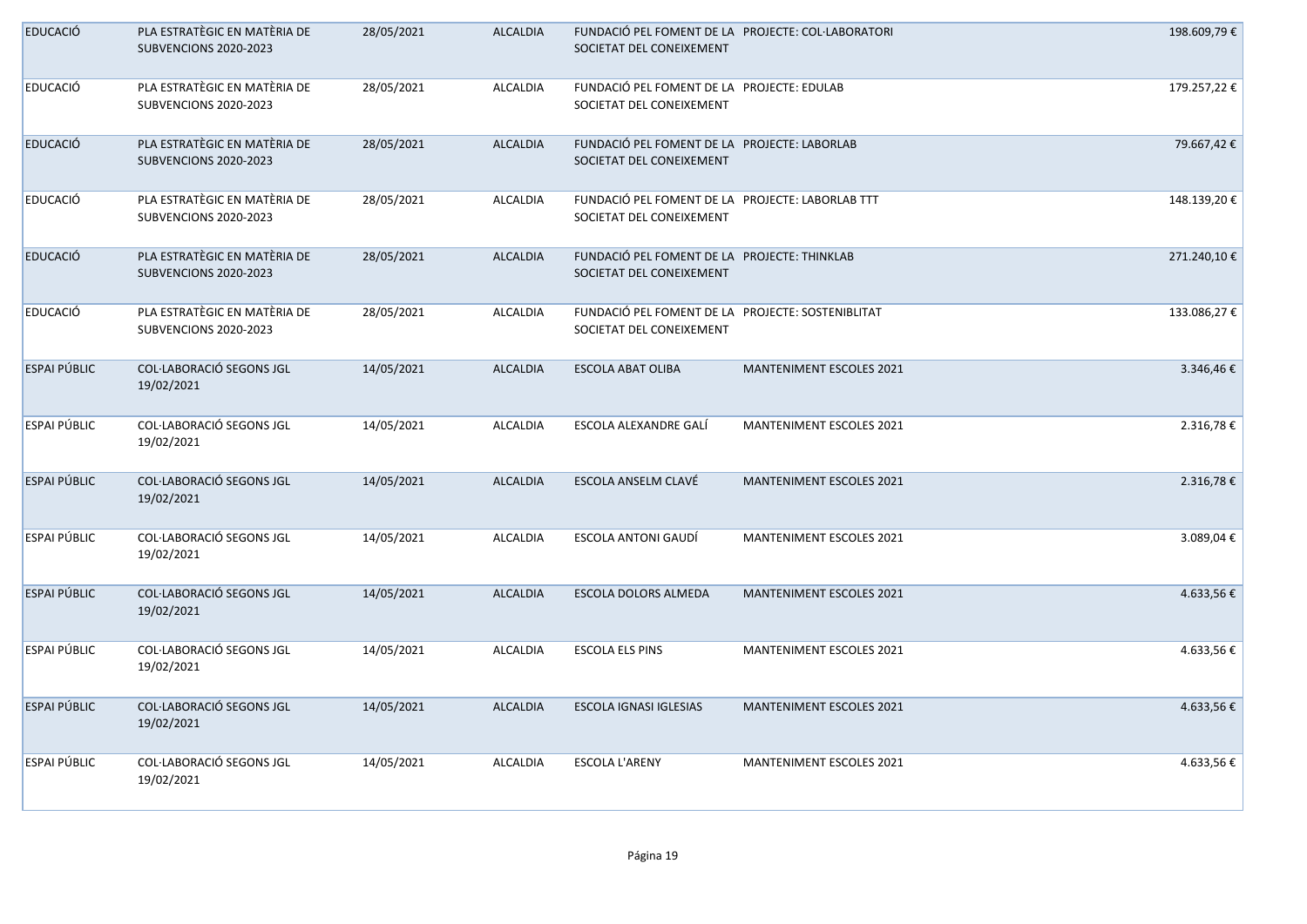| | | | | | | |
|---|---|---|---|---|---|---|
| EDUCACIÓ | PLA ESTRATÈGIC EN MATÈRIA DE SUBVENCIONS 2020-2023 | 28/05/2021 | ALCALDIA | FUNDACIÓ PEL FOMENT DE LA SOCIETAT DEL CONEIXEMENT | PROJECTE: COL·LABORATORI | 198.609,79 € |
| EDUCACIÓ | PLA ESTRATÈGIC EN MATÈRIA DE SUBVENCIONS 2020-2023 | 28/05/2021 | ALCALDIA | FUNDACIÓ PEL FOMENT DE LA SOCIETAT DEL CONEIXEMENT | PROJECTE: EDULAB | 179.257,22 € |
| EDUCACIÓ | PLA ESTRATÈGIC EN MATÈRIA DE SUBVENCIONS 2020-2023 | 28/05/2021 | ALCALDIA | FUNDACIÓ PEL FOMENT DE LA SOCIETAT DEL CONEIXEMENT | PROJECTE: LABORLAB | 79.667,42 € |
| EDUCACIÓ | PLA ESTRATÈGIC EN MATÈRIA DE SUBVENCIONS 2020-2023 | 28/05/2021 | ALCALDIA | FUNDACIÓ PEL FOMENT DE LA SOCIETAT DEL CONEIXEMENT | PROJECTE: LABORLAB TTT | 148.139,20 € |
| EDUCACIÓ | PLA ESTRATÈGIC EN MATÈRIA DE SUBVENCIONS 2020-2023 | 28/05/2021 | ALCALDIA | FUNDACIÓ PEL FOMENT DE LA SOCIETAT DEL CONEIXEMENT | PROJECTE: THINKLAB | 271.240,10 € |
| EDUCACIÓ | PLA ESTRATÈGIC EN MATÈRIA DE SUBVENCIONS 2020-2023 | 28/05/2021 | ALCALDIA | FUNDACIÓ PEL FOMENT DE LA SOCIETAT DEL CONEIXEMENT | PROJECTE: SOSTENIBLITAT | 133.086,27 € |
| ESPAI PÚBLIC | COL·LABORACIÓ SEGONS JGL 19/02/2021 | 14/05/2021 | ALCALDIA | ESCOLA ABAT OLIBA | MANTENIMENT ESCOLES 2021 | 3.346,46 € |
| ESPAI PÚBLIC | COL·LABORACIÓ SEGONS JGL 19/02/2021 | 14/05/2021 | ALCALDIA | ESCOLA ALEXANDRE GALÍ | MANTENIMENT ESCOLES 2021 | 2.316,78 € |
| ESPAI PÚBLIC | COL·LABORACIÓ SEGONS JGL 19/02/2021 | 14/05/2021 | ALCALDIA | ESCOLA ANSELM CLAVÉ | MANTENIMENT ESCOLES 2021 | 2.316,78 € |
| ESPAI PÚBLIC | COL·LABORACIÓ SEGONS JGL 19/02/2021 | 14/05/2021 | ALCALDIA | ESCOLA ANTONI GAUDÍ | MANTENIMENT ESCOLES 2021 | 3.089,04 € |
| ESPAI PÚBLIC | COL·LABORACIÓ SEGONS JGL 19/02/2021 | 14/05/2021 | ALCALDIA | ESCOLA DOLORS ALMEDA | MANTENIMENT ESCOLES 2021 | 4.633,56 € |
| ESPAI PÚBLIC | COL·LABORACIÓ SEGONS JGL 19/02/2021 | 14/05/2021 | ALCALDIA | ESCOLA ELS PINS | MANTENIMENT ESCOLES 2021 | 4.633,56 € |
| ESPAI PÚBLIC | COL·LABORACIÓ SEGONS JGL 19/02/2021 | 14/05/2021 | ALCALDIA | ESCOLA IGNASI IGLESIAS | MANTENIMENT ESCOLES 2021 | 4.633,56 € |
| ESPAI PÚBLIC | COL·LABORACIÓ SEGONS JGL 19/02/2021 | 14/05/2021 | ALCALDIA | ESCOLA L'ARENY | MANTENIMENT ESCOLES 2021 | 4.633,56 € |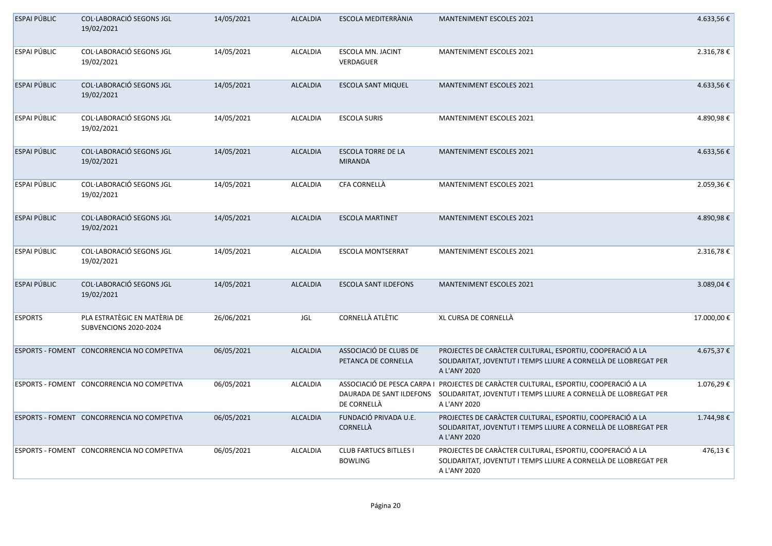| | | | | | | |
|---|---|---|---|---|---|---|
| ESPAI PÚBLIC | COL·LABORACIÓ SEGONS JGL 19/02/2021 | 14/05/2021 | ALCALDIA | ESCOLA MEDITERRÀNIA | MANTENIMENT ESCOLES 2021 | 4.633,56 € |
| ESPAI PÚBLIC | COL·LABORACIÓ SEGONS JGL 19/02/2021 | 14/05/2021 | ALCALDIA | ESCOLA MN. JACINT VERDAGUER | MANTENIMENT ESCOLES 2021 | 2.316,78 € |
| ESPAI PÚBLIC | COL·LABORACIÓ SEGONS JGL 19/02/2021 | 14/05/2021 | ALCALDIA | ESCOLA SANT MIQUEL | MANTENIMENT ESCOLES 2021 | 4.633,56 € |
| ESPAI PÚBLIC | COL·LABORACIÓ SEGONS JGL 19/02/2021 | 14/05/2021 | ALCALDIA | ESCOLA SURIS | MANTENIMENT ESCOLES 2021 | 4.890,98 € |
| ESPAI PÚBLIC | COL·LABORACIÓ SEGONS JGL 19/02/2021 | 14/05/2021 | ALCALDIA | ESCOLA TORRE DE LA MIRANDA | MANTENIMENT ESCOLES 2021 | 4.633,56 € |
| ESPAI PÚBLIC | COL·LABORACIÓ SEGONS JGL 19/02/2021 | 14/05/2021 | ALCALDIA | CFA CORNELLÀ | MANTENIMENT ESCOLES 2021 | 2.059,36 € |
| ESPAI PÚBLIC | COL·LABORACIÓ SEGONS JGL 19/02/2021 | 14/05/2021 | ALCALDIA | ESCOLA MARTINET | MANTENIMENT ESCOLES 2021 | 4.890,98 € |
| ESPAI PÚBLIC | COL·LABORACIÓ SEGONS JGL 19/02/2021 | 14/05/2021 | ALCALDIA | ESCOLA MONTSERRAT | MANTENIMENT ESCOLES 2021 | 2.316,78 € |
| ESPAI PÚBLIC | COL·LABORACIÓ SEGONS JGL 19/02/2021 | 14/05/2021 | ALCALDIA | ESCOLA SANT ILDEFONS | MANTENIMENT ESCOLES 2021 | 3.089,04 € |
| ESPORTS | PLA ESTRATÈGIC EN MATÈRIA DE SUBVENCIONS 2020-2024 | 26/06/2021 | JGL | CORNELLÀ ATLÈTIC | XL CURSA DE CORNELLÀ | 17.000,00 € |
| ESPORTS - FOMENT | CONCORRENCIA NO COMPETIVA | 06/05/2021 | ALCALDIA | ASSOCIACIÓ DE CLUBS DE PETANCA DE CORNELLA | PROJECTES DE CARÀCTER CULTURAL, ESPORTIU, COOPERACIÓ A LA SOLIDARITAT, JOVENTUT I TEMPS LLIURE A CORNELLÀ DE LLOBREGAT PER A L'ANY 2020 | 4.675,37 € |
| ESPORTS - FOMENT | CONCORRENCIA NO COMPETIVA | 06/05/2021 | ALCALDIA | ASSOCIACIÓ DE PESCA CARPA I DAURADA DE SANT ILDEFONS DE CORNELLÀ | PROJECTES DE CARÀCTER CULTURAL, ESPORTIU, COOPERACIÓ A LA SOLIDARITAT, JOVENTUT I TEMPS LLIURE A CORNELLÀ DE LLOBREGAT PER A L'ANY 2020 | 1.076,29 € |
| ESPORTS - FOMENT | CONCORRENCIA NO COMPETIVA | 06/05/2021 | ALCALDIA | FUNDACIÓ PRIVADA U.E. CORNELLÀ | PROJECTES DE CARÀCTER CULTURAL, ESPORTIU, COOPERACIÓ A LA SOLIDARITAT, JOVENTUT I TEMPS LLIURE A CORNELLÀ DE LLOBREGAT PER A L'ANY 2020 | 1.744,98 € |
| ESPORTS - FOMENT | CONCORRENCIA NO COMPETIVA | 06/05/2021 | ALCALDIA | CLUB FARTUCS BITLLES I BOWLING | PROJECTES DE CARÀCTER CULTURAL, ESPORTIU, COOPERACIÓ A LA SOLIDARITAT, JOVENTUT I TEMPS LLIURE A CORNELLÀ DE LLOBREGAT PER A L'ANY 2020 | 476,13 € |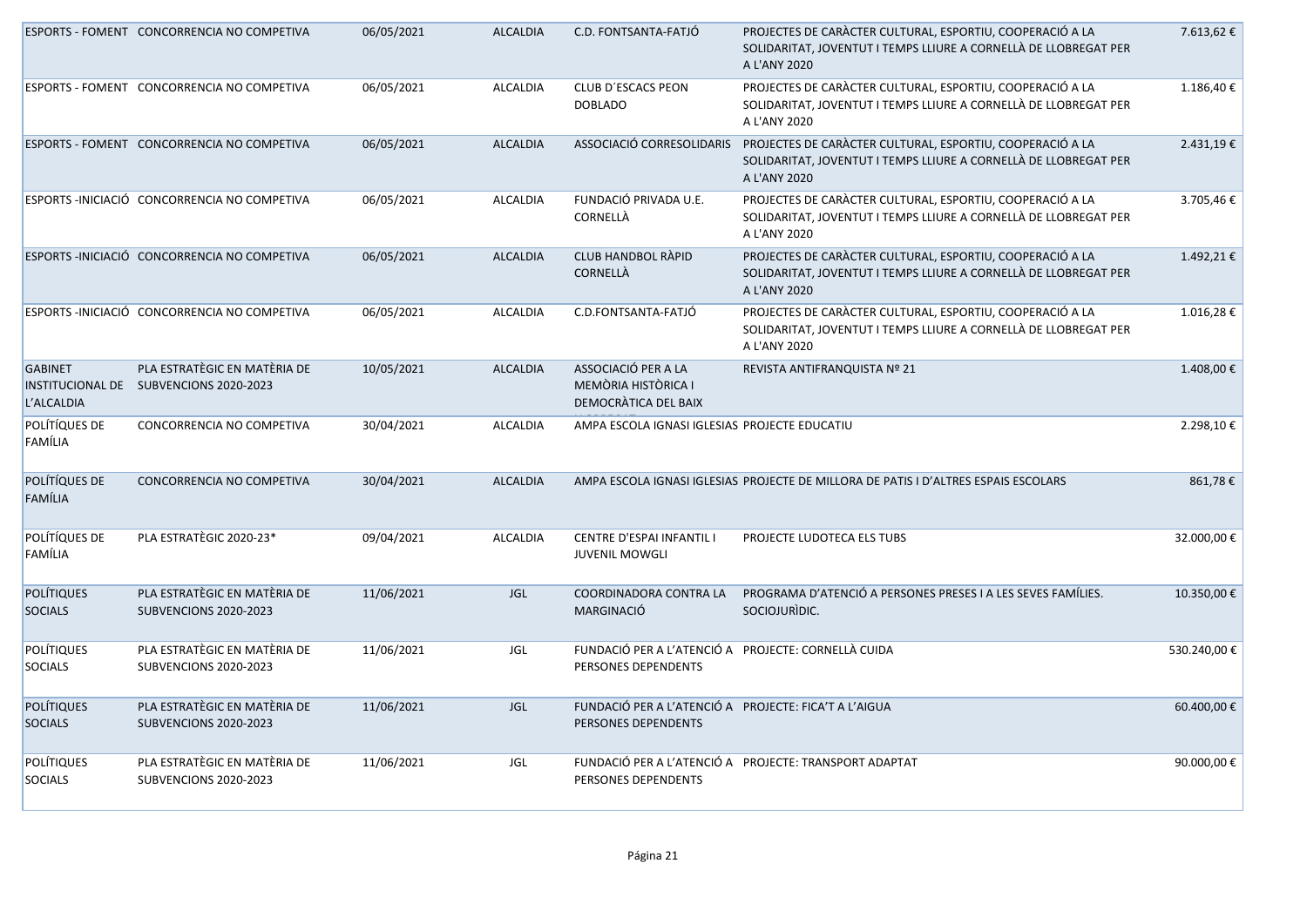| | | | | | | |
|---|---|---|---|---|---|---|
| ESPORTS - FOMENT | CONCORRENCIA NO COMPETIVA | 06/05/2021 | ALCALDIA | C.D. FONTSANTA-FATJÓ | PROJECTES DE CARÀCTER CULTURAL, ESPORTIU, COOPERACIÓ A LA SOLIDARITAT, JOVENTUT I TEMPS LLIURE A CORNELLÀ DE LLOBREGAT PER A L'ANY 2020 | 7.613,62 € |
| ESPORTS - FOMENT | CONCORRENCIA NO COMPETIVA | 06/05/2021 | ALCALDIA | CLUB D´ESCACS PEON DOBLADO | PROJECTES DE CARÀCTER CULTURAL, ESPORTIU, COOPERACIÓ A LA SOLIDARITAT, JOVENTUT I TEMPS LLIURE A CORNELLÀ DE LLOBREGAT PER A L'ANY 2020 | 1.186,40 € |
| ESPORTS - FOMENT | CONCORRENCIA NO COMPETIVA | 06/05/2021 | ALCALDIA | ASSOCIACIÓ CORRESOLIDARIS | PROJECTES DE CARÀCTER CULTURAL, ESPORTIU, COOPERACIÓ A LA SOLIDARITAT, JOVENTUT I TEMPS LLIURE A CORNELLÀ DE LLOBREGAT PER A L'ANY 2020 | 2.431,19 € |
| ESPORTS -INICIACIÓ | CONCORRENCIA NO COMPETIVA | 06/05/2021 | ALCALDIA | FUNDACIÓ PRIVADA U.E. CORNELLÀ | PROJECTES DE CARÀCTER CULTURAL, ESPORTIU, COOPERACIÓ A LA SOLIDARITAT, JOVENTUT I TEMPS LLIURE A CORNELLÀ DE LLOBREGAT PER A L'ANY 2020 | 3.705,46 € |
| ESPORTS -INICIACIÓ | CONCORRENCIA NO COMPETIVA | 06/05/2021 | ALCALDIA | CLUB HANDBOL RÀPID CORNELLÀ | PROJECTES DE CARÀCTER CULTURAL, ESPORTIU, COOPERACIÓ A LA SOLIDARITAT, JOVENTUT I TEMPS LLIURE A CORNELLÀ DE LLOBREGAT PER A L'ANY 2020 | 1.492,21 € |
| ESPORTS -INICIACIÓ | CONCORRENCIA NO COMPETIVA | 06/05/2021 | ALCALDIA | C.D.FONTSANTA-FATJÓ | PROJECTES DE CARÀCTER CULTURAL, ESPORTIU, COOPERACIÓ A LA SOLIDARITAT, JOVENTUT I TEMPS LLIURE A CORNELLÀ DE LLOBREGAT PER A L'ANY 2020 | 1.016,28 € |
| GABINET INSTITUCIONAL DE L'ALCALDIA | PLA ESTRATÈGIC EN MATÈRIA DE SUBVENCIONS 2020-2023 | 10/05/2021 | ALCALDIA | ASSOCIACIÓ PER A LA MEMÒRIA HISTÒRICA I DEMOCRÀTICA DEL BAIX | REVISTA ANTIFRANQUISTA Nº 21 | 1.408,00 € |
| POLÍTÍQUES DE FAMÍLIA | CONCORRENCIA NO COMPETIVA | 30/04/2021 | ALCALDIA | AMPA ESCOLA IGNASI IGLESIAS | PROJECTE EDUCATIU | 2.298,10 € |
| POLÍTÍQUES DE FAMÍLIA | CONCORRENCIA NO COMPETIVA | 30/04/2021 | ALCALDIA | AMPA ESCOLA IGNASI IGLESIAS | PROJECTE DE MILLORA DE PATIS I D'ALTRES ESPAIS ESCOLARS | 861,78 € |
| POLÍTÍQUES DE FAMÍLIA | PLA ESTRATÈGIC 2020-23* | 09/04/2021 | ALCALDIA | CENTRE D'ESPAI INFANTIL I JUVENIL MOWGLI | PROJECTE LUDOTECA ELS TUBS | 32.000,00 € |
| POLÍTIQUES SOCIALS | PLA ESTRATÈGIC EN MATÈRIA DE SUBVENCIONS 2020-2023 | 11/06/2021 | JGL | COORDINADORA CONTRA LA MARGINACIÓ | PROGRAMA D'ATENCIÓ A PERSONES PRESES I A LES SEVES FAMÍLIES. SOCIOJURÌDIC. | 10.350,00 € |
| POLÍTIQUES SOCIALS | PLA ESTRATÈGIC EN MATÈRIA DE SUBVENCIONS 2020-2023 | 11/06/2021 | JGL | FUNDACIÓ PER A L'ATENCIÓ A PERSONES DEPENDENTS | PROJECTE: CORNELLÀ CUIDA | 530.240,00 € |
| POLÍTIQUES SOCIALS | PLA ESTRATÈGIC EN MATÈRIA DE SUBVENCIONS 2020-2023 | 11/06/2021 | JGL | FUNDACIÓ PER A L'ATENCIÓ A PERSONES DEPENDENTS | PROJECTE: FICA'T A L'AIGUA | 60.400,00 € |
| POLÍTIQUES SOCIALS | PLA ESTRATÈGIC EN MATÈRIA DE SUBVENCIONS 2020-2023 | 11/06/2021 | JGL | FUNDACIÓ PER A L'ATENCIÓ A PERSONES DEPENDENTS | PROJECTE: TRANSPORT ADAPTAT | 90.000,00 € |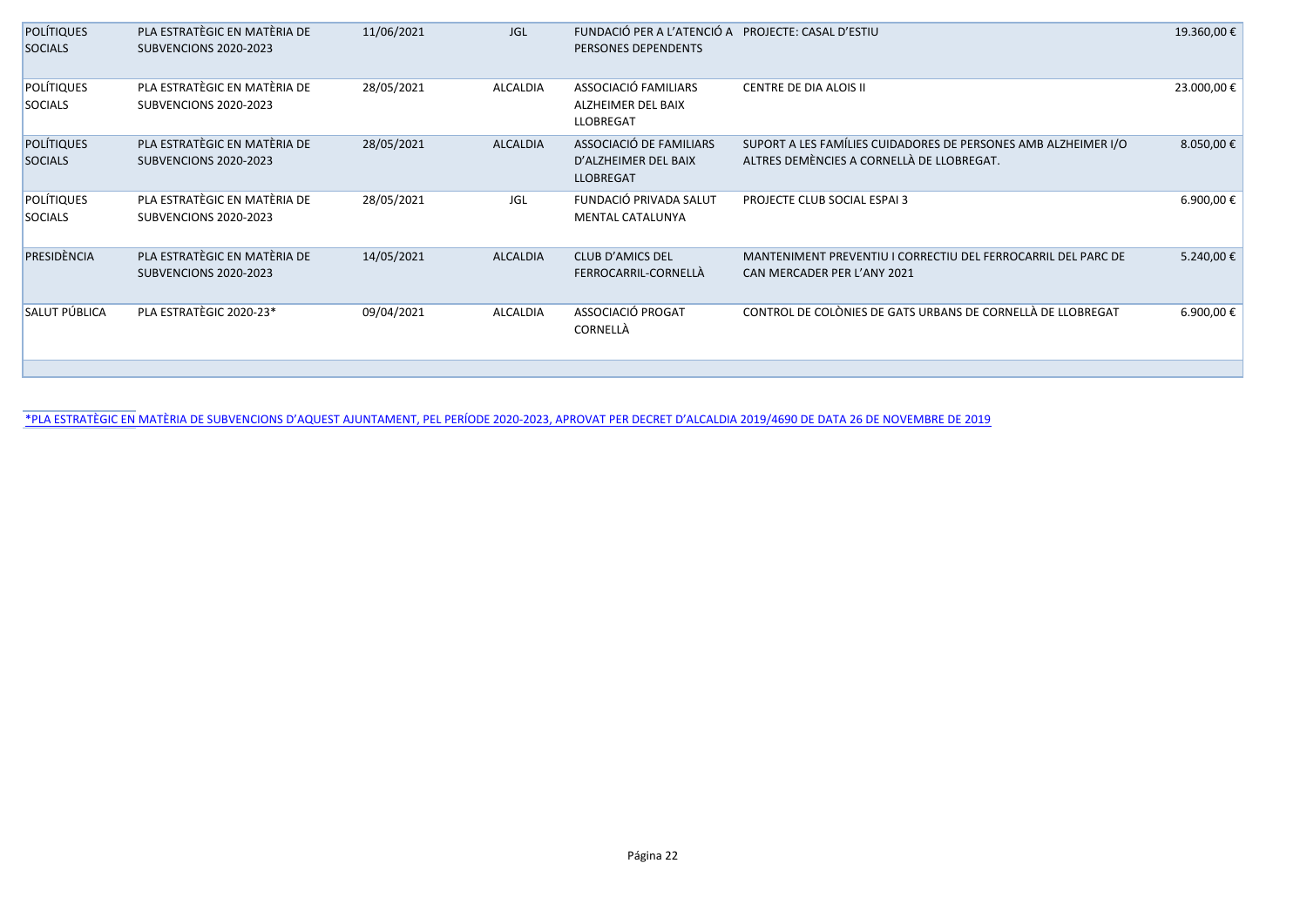| | | | | | | |
|---|---|---|---|---|---|---|
| POLÍTIQUES SOCIALS | PLA ESTRATÈGIC EN MATÈRIA DE SUBVENCIONS 2020-2023 | 11/06/2021 | JGL | FUNDACIÓ PER A L'ATENCIÓ A PERSONES DEPENDENTS | PROJECTE: CASAL D'ESTIU | 19.360,00 € |
| POLÍTIQUES SOCIALS | PLA ESTRATÈGIC EN MATÈRIA DE SUBVENCIONS 2020-2023 | 28/05/2021 | ALCALDIA | ASSOCIACIÓ FAMILIARS ALZHEIMER DEL BAIX LLOBREGAT | CENTRE DE DIA ALOIS II | 23.000,00 € |
| POLÍTIQUES SOCIALS | PLA ESTRATÈGIC EN MATÈRIA DE SUBVENCIONS 2020-2023 | 28/05/2021 | ALCALDIA | ASSOCIACIÓ DE FAMILIARS D'ALZHEIMER DEL BAIX LLOBREGAT | SUPORT A LES FAMÍLIES CUIDADORES DE PERSONES AMB ALZHEIMER I/O ALTRES DEMÈNCIES A CORNELLÀ DE LLOBREGAT. | 8.050,00 € |
| POLÍTIQUES SOCIALS | PLA ESTRATÈGIC EN MATÈRIA DE SUBVENCIONS 2020-2023 | 28/05/2021 | JGL | FUNDACIÓ PRIVADA SALUT MENTAL CATALUNYA | PROJECTE CLUB SOCIAL ESPAI 3 | 6.900,00 € |
| PRESIDÈNCIA | PLA ESTRATÈGIC EN MATÈRIA DE SUBVENCIONS 2020-2023 | 14/05/2021 | ALCALDIA | CLUB D'AMICS DEL FERROCARRIL-CORNELLÀ | MANTENIMENT PREVENTIU I CORRECTIU DEL FERROCARRIL DEL PARC DE CAN MERCADER PER L'ANY 2021 | 5.240,00 € |
| SALUT PÚBLICA | PLA ESTRATÈGIC 2020-23* | 09/04/2021 | ALCALDIA | ASSOCIACIÓ PROGAT CORNELLÀ | CONTROL DE COLÒNIES DE GATS URBANS DE CORNELLÀ DE LLOBREGAT | 6.900,00 € |
| | | | | | | |

*PLA ESTRATÈGIC EN MATÈRIA DE SUBVENCIONS D'AQUEST AJUNTAMENT, PEL PERÍODE 2020-2023, APROVAT PER DECRET D'ALCALDIA 2019/4690 DE DATA 26 DE NOVEMBRE DE 2019